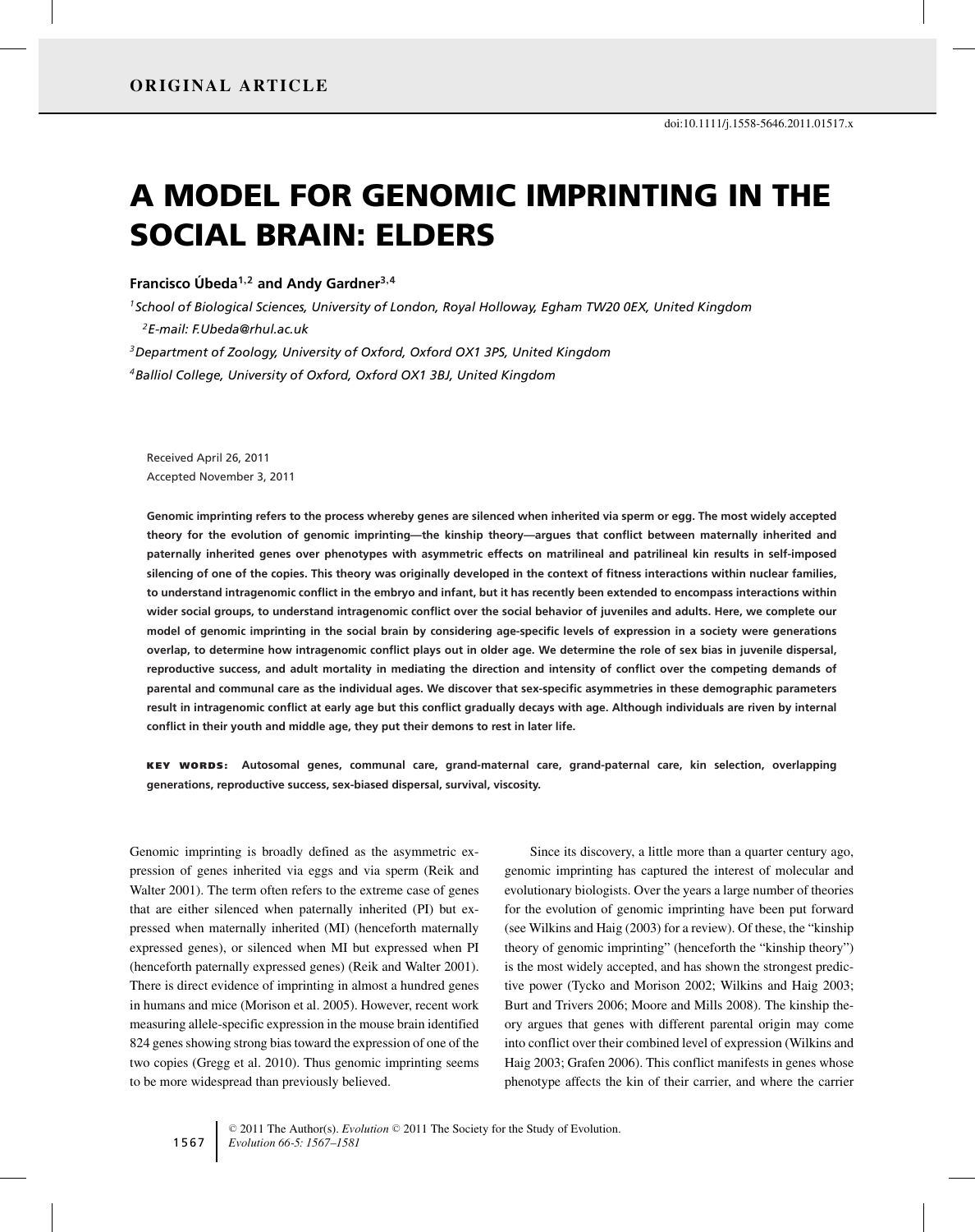ORIGINAL ARTICLE

doi:10.1111/j.1558-5646.2011.01517.x

# A MODEL FOR GENOMIC IMPRINTING IN THE SOCIAL BRAIN: ELDERS

**Francisco Úbeda[1,2] and Andy Gardner[3,4]**

[1]*School of Biological Sciences, University of London, Royal Holloway, Egham TW20 0EX, United Kingdom*

[2]*E-mail: F.Ubeda@rhul.ac.uk*

[3]*Department of Zoology, University of Oxford, Oxford OX1 3PS, United Kingdom*

[4]*Balliol College, University of Oxford, Oxford OX1 3BJ, United Kingdom*

Received April 26, 2011
Accepted November 3, 2011

**Genomic imprinting refers to the process whereby genes are silenced when inherited via sperm or egg. The most widely accepted theory for the evolution of genomic imprinting—the kinship theory—argues that conflict between maternally inherited and paternally inherited genes over phenotypes with asymmetric effects on matrilineal and patrilineal kin results in self-imposed silencing of one of the copies. This theory was originally developed in the context of fitness interactions within nuclear families, to understand intragenomic conflict in the embryo and infant, but it has recently been extended to encompass interactions within wider social groups, to understand intragenomic conflict over the social behavior of juveniles and adults. Here, we complete our model of genomic imprinting in the social brain by considering age-specific levels of expression in a society were generations overlap, to determine how intragenomic conflict plays out in older age. We determine the role of sex bias in juvenile dispersal, reproductive success, and adult mortality in mediating the direction and intensity of conflict over the competing demands of parental and communal care as the individual ages. We discover that sex-specific asymmetries in these demographic parameters result in intragenomic conflict at early age but this conflict gradually decays with age. Although individuals are riven by internal conflict in their youth and middle age, they put their demons to rest in later life.**

**KEY WORDS:** Autosomal genes, communal care, grand-maternal care, grand-paternal care, kin selection, overlapping generations, reproductive success, sex-biased dispersal, survival, viscosity.

Genomic imprinting is broadly defined as the asymmetric expression of genes inherited via eggs and via sperm (Reik and Walter 2001). The term often refers to the extreme case of genes that are either silenced when paternally inherited (PI) but expressed when maternally inherited (MI) (henceforth maternally expressed genes), or silenced when MI but expressed when PI (henceforth paternally expressed genes) (Reik and Walter 2001). There is direct evidence of imprinting in almost a hundred genes in humans and mice (Morison et al. 2005). However, recent work measuring allele-specific expression in the mouse brain identified 824 genes showing strong bias toward the expression of one of the two copies (Gregg et al. 2010). Thus genomic imprinting seems to be more widespread than previously believed.

Since its discovery, a little more than a quarter century ago, genomic imprinting has captured the interest of molecular and evolutionary biologists. Over the years a large number of theories for the evolution of genomic imprinting have been put forward (see Wilkins and Haig (2003) for a review). Of these, the "kinship theory of genomic imprinting" (henceforth the "kinship theory") is the most widely accepted, and has shown the strongest predictive power (Tycko and Morison 2002; Wilkins and Haig 2003; Burt and Trivers 2006; Moore and Mills 2008). The kinship theory argues that genes with different parental origin may come into conflict over their combined level of expression (Wilkins and Haig 2003; Grafen 2006). This conflict manifests in genes whose phenotype affects the kin of their carrier, and where the carrier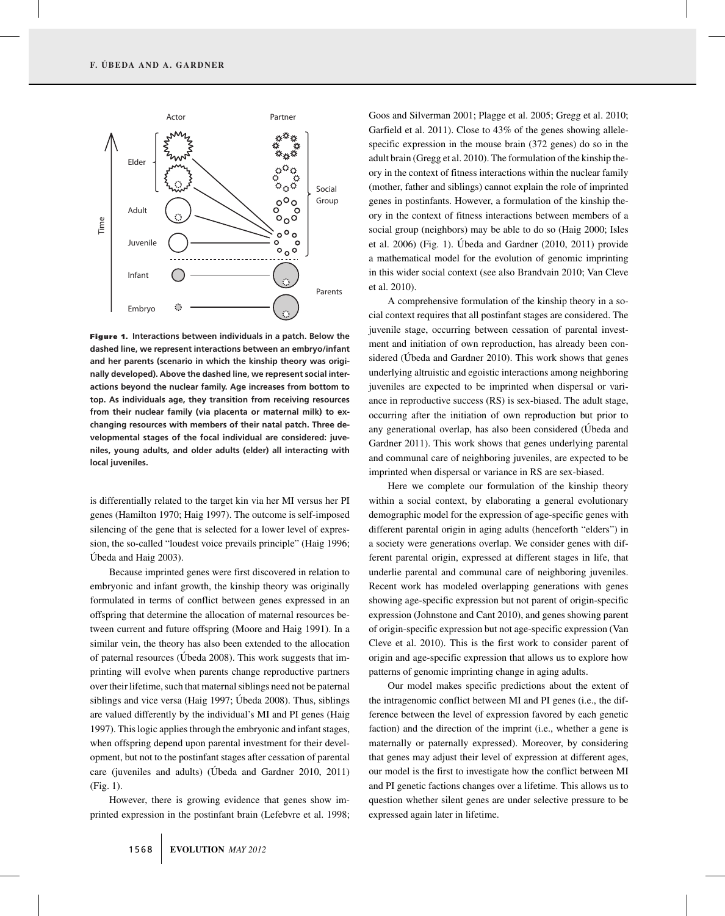**Figure 1.** Interactions between individuals in a patch. Below the dashed line, we represent interactions between an embryo/infant and her parents (scenario in which the kinship theory was originally developed). Above the dashed line, we represent social interactions beyond the nuclear family. Age increases from bottom to top. As individuals age, they transition from receiving resources from their nuclear family (via placenta or maternal milk) to exchanging resources with members of their natal patch. Three developmental stages of the focal individual are considered: juveniles, young adults, and older adults (elder) all interacting with local juveniles.

is differentially related to the target kin via her MI versus her PI genes (Hamilton 1970; Haig 1997). The outcome is self-imposed silencing of the gene that is selected for a lower level of expression, the so-called "loudest voice prevails principle" (Haig 1996; Úbeda and Haig 2003).

Because imprinted genes were first discovered in relation to embryonic and infant growth, the kinship theory was originally formulated in terms of conflict between genes expressed in an offspring that determine the allocation of maternal resources between current and future offspring (Moore and Haig 1991). In a similar vein, the theory has also been extended to the allocation of paternal resources (Úbeda 2008). This work suggests that imprinting will evolve when parents change reproductive partners over their lifetime, such that maternal siblings need not be paternal siblings and vice versa (Haig 1997; Úbeda 2008). Thus, siblings are valued differently by the individual's MI and PI genes (Haig 1997). This logic applies through the embryonic and infant stages, when offspring depend upon parental investment for their development, but not to the postinfant stages after cessation of parental care (juveniles and adults) (Úbeda and Gardner 2010, 2011) (Fig. 1).

However, there is growing evidence that genes show imprinted expression in the postinfant brain (Lefebvre et al. 1998; Goos and Silverman 2001; Plagge et al. 2005; Gregg et al. 2010; Garfield et al. 2011). Close to 43% of the genes showing allele-specific expression in the mouse brain (372 genes) do so in the adult brain (Gregg et al. 2010). The formulation of the kinship theory in the context of fitness interactions within the nuclear family (mother, father and siblings) cannot explain the role of imprinted genes in postinfants. However, a formulation of the kinship theory in the context of fitness interactions between members of a social group (neighbors) may be able to do so (Haig 2000; Isles et al. 2006) (Fig. 1). Úbeda and Gardner (2010, 2011) provide a mathematical model for the evolution of genomic imprinting in this wider social context (see also Brandvain 2010; Van Cleve et al. 2010).

A comprehensive formulation of the kinship theory in a social context requires that all postinfant stages are considered. The juvenile stage, occurring between cessation of parental investment and initiation of own reproduction, has already been considered (Úbeda and Gardner 2010). This work shows that genes underlying altruistic and egoistic interactions among neighboring juveniles are expected to be imprinted when dispersal or variance in reproductive success (RS) is sex-biased. The adult stage, occurring after the initiation of own reproduction but prior to any generational overlap, has also been considered (Úbeda and Gardner 2011). This work shows that genes underlying parental and communal care of neighboring juveniles, are expected to be imprinted when dispersal or variance in RS are sex-biased.

Here we complete our formulation of the kinship theory within a social context, by elaborating a general evolutionary demographic model for the expression of age-specific genes with different parental origin in aging adults (henceforth "elders") in a society were generations overlap. We consider genes with different parental origin, expressed at different stages in life, that underlie parental and communal care of neighboring juveniles. Recent work has modeled overlapping generations with genes showing age-specific expression but not parent of origin-specific expression (Johnstone and Cant 2010), and genes showing parent of origin-specific expression but not age-specific expression (Van Cleve et al. 2010). This is the first work to consider parent of origin and age-specific expression that allows us to explore how patterns of genomic imprinting change in aging adults.

Our model makes specific predictions about the extent of the intragenomic conflict between MI and PI genes (i.e., the difference between the level of expression favored by each genetic faction) and the direction of the imprint (i.e., whether a gene is maternally or paternally expressed). Moreover, by considering that genes may adjust their level of expression at different ages, our model is the first to investigate how the conflict between MI and PI genetic factions changes over a lifetime. This allows us to question whether silent genes are under selective pressure to be expressed again later in lifetime.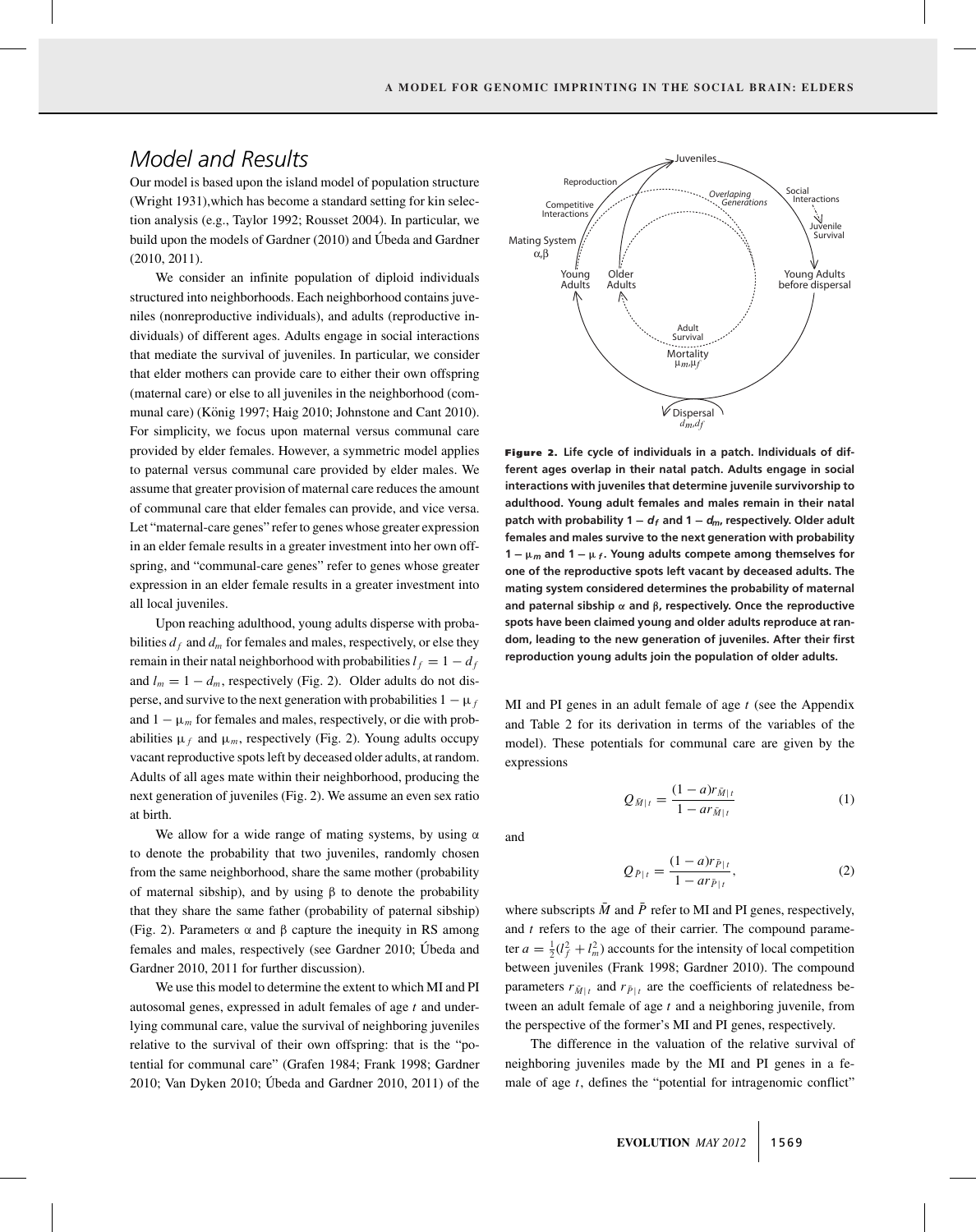## Model and Results

Our model is based upon the island model of population structure (Wright 1931),which has become a standard setting for kin selection analysis (e.g., Taylor 1992; Rousset 2004). In particular, we build upon the models of Gardner (2010) and Úbeda and Gardner (2010, 2011).

We consider an infinite population of diploid individuals structured into neighborhoods. Each neighborhood contains juveniles (nonreproductive individuals), and adults (reproductive individuals) of different ages. Adults engage in social interactions that mediate the survival of juveniles. In particular, we consider that elder mothers can provide care to either their own offspring (maternal care) or else to all juveniles in the neighborhood (communal care) (König 1997; Haig 2010; Johnstone and Cant 2010). For simplicity, we focus upon maternal versus communal care provided by elder females. However, a symmetric model applies to paternal versus communal care provided by elder males. We assume that greater provision of maternal care reduces the amount of communal care that elder females can provide, and vice versa. Let "maternal-care genes" refer to genes whose greater expression in an elder female results in a greater investment into her own offspring, and "communal-care genes" refer to genes whose greater expression in an elder female results in a greater investment into all local juveniles.

Upon reaching adulthood, young adults disperse with probabilities $d_f$ and $d_m$ for females and males, respectively, or else they remain in their natal neighborhood with probabilities $l_f = 1 - d_f$ and $l_m = 1 - d_m$, respectively (Fig. 2). Older adults do not disperse, and survive to the next generation with probabilities $1 - \mu_f$ and $1 - \mu_m$ for females and males, respectively, or die with probabilities $\mu_f$ and $\mu_m$, respectively (Fig. 2). Young adults occupy vacant reproductive spots left by deceased older adults, at random. Adults of all ages mate within their neighborhood, producing the next generation of juveniles (Fig. 2). We assume an even sex ratio at birth.

We allow for a wide range of mating systems, by using $\alpha$ to denote the probability that two juveniles, randomly chosen from the same neighborhood, share the same mother (probability of maternal sibship), and by using $\beta$ to denote the probability that they share the same father (probability of paternal sibship) (Fig. 2). Parameters $\alpha$ and $\beta$ capture the inequity in RS among females and males, respectively (see Gardner 2010; Úbeda and Gardner 2010, 2011 for further discussion).

We use this model to determine the extent to which MI and PI autosomal genes, expressed in adult females of age $t$ and underlying communal care, value the survival of neighboring juveniles relative to the survival of their own offspring: that is the "potential for communal care" (Grafen 1984; Frank 1998; Gardner 2010; Van Dyken 2010; Úbeda and Gardner 2010, 2011) of the MI and PI genes in an adult female of age $t$ (see the Appendix and Table 2 for its derivation in terms of the variables of the model). These potentials for communal care are given by the expressions

$$Q_{\bar{M}|t} = \frac{(1-a)r_{\bar{M}|t}}{1-ar_{\bar{M}|t}} \tag{1}$$

and

$$Q_{\bar{P}|t} = \frac{(1-a)r_{\bar{P}|t}}{1-ar_{\bar{P}|t}}, \tag{2}$$

where subscripts $\bar{M}$ and $\bar{P}$ refer to MI and PI genes, respectively, and $t$ refers to the age of their carrier. The compound parameter $a = \frac{1}{2}(l_f^2 + l_m^2)$ accounts for the intensity of local competition between juveniles (Frank 1998; Gardner 2010). The compound parameters $r_{\bar{M}|t}$ and $r_{\bar{P}|t}$ are the coefficients of relatedness between an adult female of age $t$ and a neighboring juvenile, from the perspective of the former's MI and PI genes, respectively.

The difference in the valuation of the relative survival of neighboring juveniles made by the MI and PI genes in a female of age $t$, defines the "potential for intragenomic conflict"

**Figure 2.** Life cycle of individuals in a patch. Individuals of different ages overlap in their natal patch. Adults engage in social interactions with juveniles that determine juvenile survivorship to adulthood. Young adult females and males remain in their natal patch with probability $1 - d_f$ and $1 - d_m$, respectively. Older adult females and males survive to the next generation with probability $1 - \mu_m$ and $1 - \mu_f$. Young adults compete among themselves for one of the reproductive spots left vacant by deceased adults. The mating system considered determines the probability of maternal and paternal sibship $\alpha$ and $\beta$, respectively. Once the reproductive spots have been claimed young and older adults reproduce at random, leading to the new generation of juveniles. After their first reproduction young adults join the population of older adults.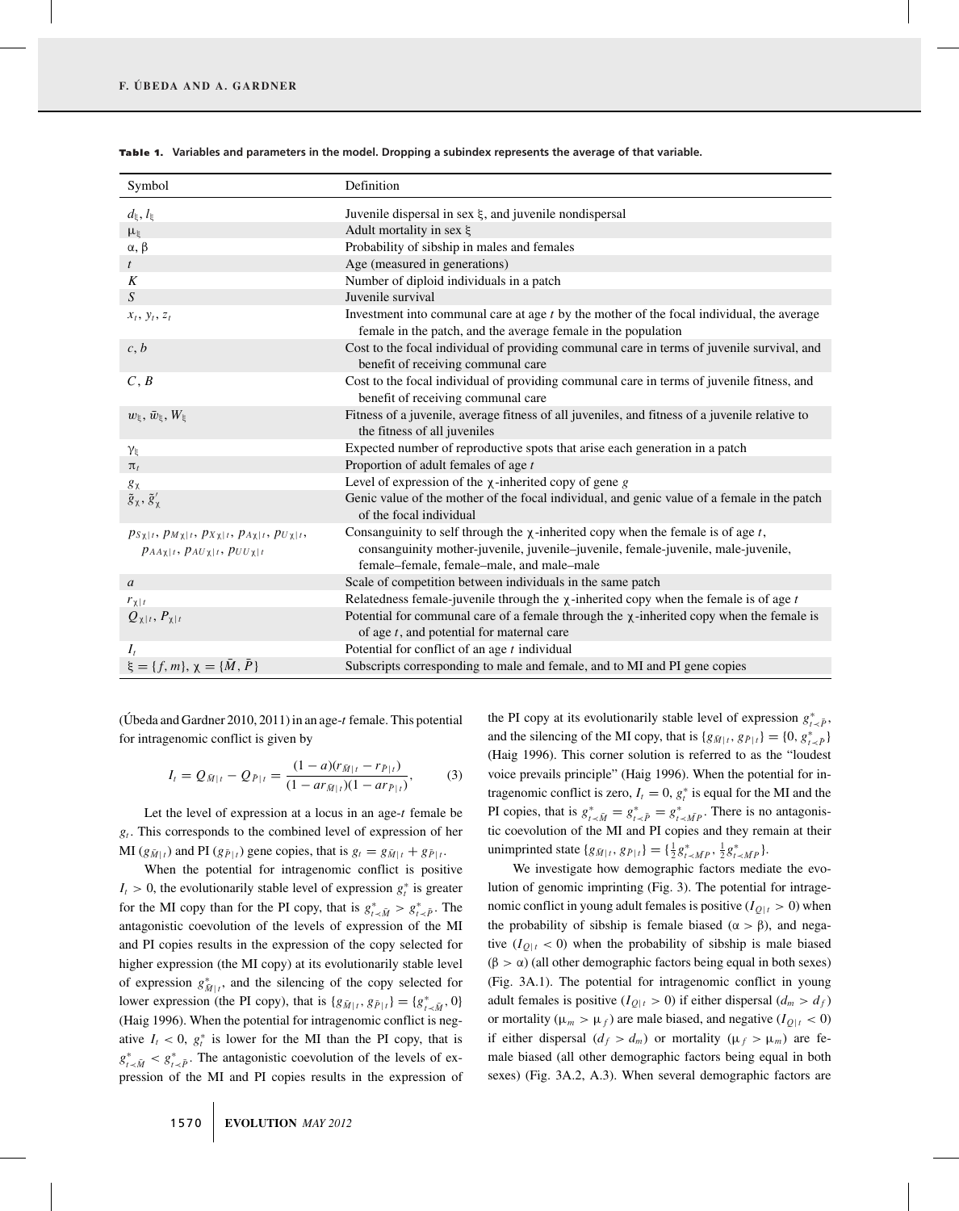**Table 1.** Variables and parameters in the model. Dropping a subindex represents the average of that variable.

| Symbol | Definition |
| --- | --- |
| $d_\xi$, $l_\xi$ | Juvenile dispersal in sex $\xi$, and juvenile nondispersal |
| $\mu_\xi$ | Adult mortality in sex $\xi$ |
| $\alpha$, $\beta$ | Probability of sibship in males and females |
| $t$ | Age (measured in generations) |
| $K$ | Number of diploid individuals in a patch |
| $S$ | Juvenile survival |
| $x_t$, $y_t$, $z_t$ | Investment into communal care at age $t$ by the mother of the focal individual, the average female in the patch, and the average female in the population |
| $c$, $b$ | Cost to the focal individual of providing communal care in terms of juvenile survival, and benefit of receiving communal care |
| $C$, $B$ | Cost to the focal individual of providing communal care in terms of juvenile fitness, and benefit of receiving communal care |
| $w_\xi$, $\bar{w}_\xi$, $W_\xi$ | Fitness of a juvenile, average fitness of all juveniles, and fitness of a juvenile relative to the fitness of all juveniles |
| $\gamma_\xi$ | Expected number of reproductive spots that arise each generation in a patch |
| $\pi_t$ | Proportion of adult females of age $t$ |
| $g_\chi$ | Level of expression of the $\chi$-inherited copy of gene $g$ |
| $\tilde{g}_\chi$, $\tilde{g}'_\chi$ | Genic value of the mother of the focal individual, and genic value of a female in the patch of the focal individual |
| $p_{S\chi\|t}$, $p_{M\chi\|t}$, $p_{X\chi\|t}$, $p_{A\chi\|t}$, $p_{U\chi\|t}$, $p_{AA\chi\|t}$, $p_{AU\chi\|t}$, $p_{UU\chi\|t}$ | Consanguinity to self through the $\chi$-inherited copy when the female is of age $t$, consanguinity mother-juvenile, juvenile–juvenile, female-juvenile, male-juvenile, female–female, female–male, and male–male |
| $a$ | Scale of competition between individuals in the same patch |
| $r_{\chi\|t}$ | Relatedness female-juvenile through the $\chi$-inherited copy when the female is of age $t$ |
| $Q_{\chi\|t}$, $P_{\chi\|t}$ | Potential for communal care of a female through the $\chi$-inherited copy when the female is of age $t$, and potential for maternal care |
| $I_t$ | Potential for conflict of an age $t$ individual |
| $\xi = \{f, m\}$, $\chi = \{\bar{M}, \bar{P}\}$ | Subscripts corresponding to male and female, and to MI and PI gene copies |

(Úbeda and Gardner 2010, 2011) in an age-$t$ female. This potential for intragenomic conflict is given by

$$I_t = Q_{\bar{M}|t} - Q_{\bar{P}|t} = \frac{(1-a)(r_{\bar{M}|t} - r_{\bar{P}|t})}{(1-ar_{\bar{M}|t})(1-ar_{\bar{P}|t})}, \tag{3}$$

Let the level of expression at a locus in an age-$t$ female be $g_t$. This corresponds to the combined level of expression of her MI ($g_{\bar{M}|t}$) and PI ($g_{\bar{P}|t}$) gene copies, that is $g_t = g_{\bar{M}|t} + g_{\bar{P}|t}$.

When the potential for intragenomic conflict is positive $I_t > 0$, the evolutionarily stable level of expression $g_t^*$ is greater for the MI copy than for the PI copy, that is $g^*_{t\prec\bar{M}} > g^*_{t\prec\bar{P}}$. The antagonistic coevolution of the levels of expression of the MI and PI copies results in the expression of the copy selected for higher expression (the MI copy) at its evolutionarily stable level of expression $g^*_{\bar{M}|t}$, and the silencing of the copy selected for lower expression (the PI copy), that is $\{g_{\bar{M}|t}, g_{\bar{P}|t}\} = \{g^*_{t\prec\bar{M}}, 0\}$ (Haig 1996). When the potential for intragenomic conflict is negative $I_t < 0$, $g_t^*$ is lower for the MI than the PI copy, that is $g^*_{t\prec\bar{M}} < g^*_{t\prec\bar{P}}$. The antagonistic coevolution of the levels of expression of the MI and PI copies results in the expression of the PI copy at its evolutionarily stable level of expression $g^*_{t\prec\bar{P}}$, and the silencing of the MI copy, that is $\{g_{\bar{M}|t}, g_{\bar{P}|t}\} = \{0, g^*_{t\prec\bar{P}}\}$ (Haig 1996). This corner solution is referred to as the "loudest voice prevails principle" (Haig 1996). When the potential for intragenomic conflict is zero, $I_t = 0$, $g_t^*$ is equal for the MI and the PI copies, that is $g^*_{t\prec\bar{M}} = g^*_{t\prec\bar{P}} = g^*_{t\prec\bar{M}\bar{P}}$. There is no antagonistic coevolution of the MI and PI copies and they remain at their unimprinted state $\{g_{\bar{M}|t}, g_{\bar{P}|t}\} = \{\frac{1}{2}g^*_{t\prec\bar{M}\bar{P}}, \frac{1}{2}g^*_{t\prec\bar{M}\bar{P}}\}$.

We investigate how demographic factors mediate the evolution of genomic imprinting (Fig. 3). The potential for intragenomic conflict in young adult females is positive ($I_{Q|t} > 0$) when the probability of sibship is female biased ($\alpha > \beta$), and negative ($I_{Q|t} < 0$) when the probability of sibship is male biased ($\beta > \alpha$) (all other demographic factors being equal in both sexes) (Fig. 3A.1). The potential for intragenomic conflict in young adult females is positive ($I_{Q|t} > 0$) if either dispersal ($d_m > d_f$) or mortality ($\mu_m > \mu_f$) are male biased, and negative ($I_{Q|t} < 0$) if either dispersal ($d_f > d_m$) or mortality ($\mu_f > \mu_m$) are female biased (all other demographic factors being equal in both sexes) (Fig. 3A.2, A.3). When several demographic factors are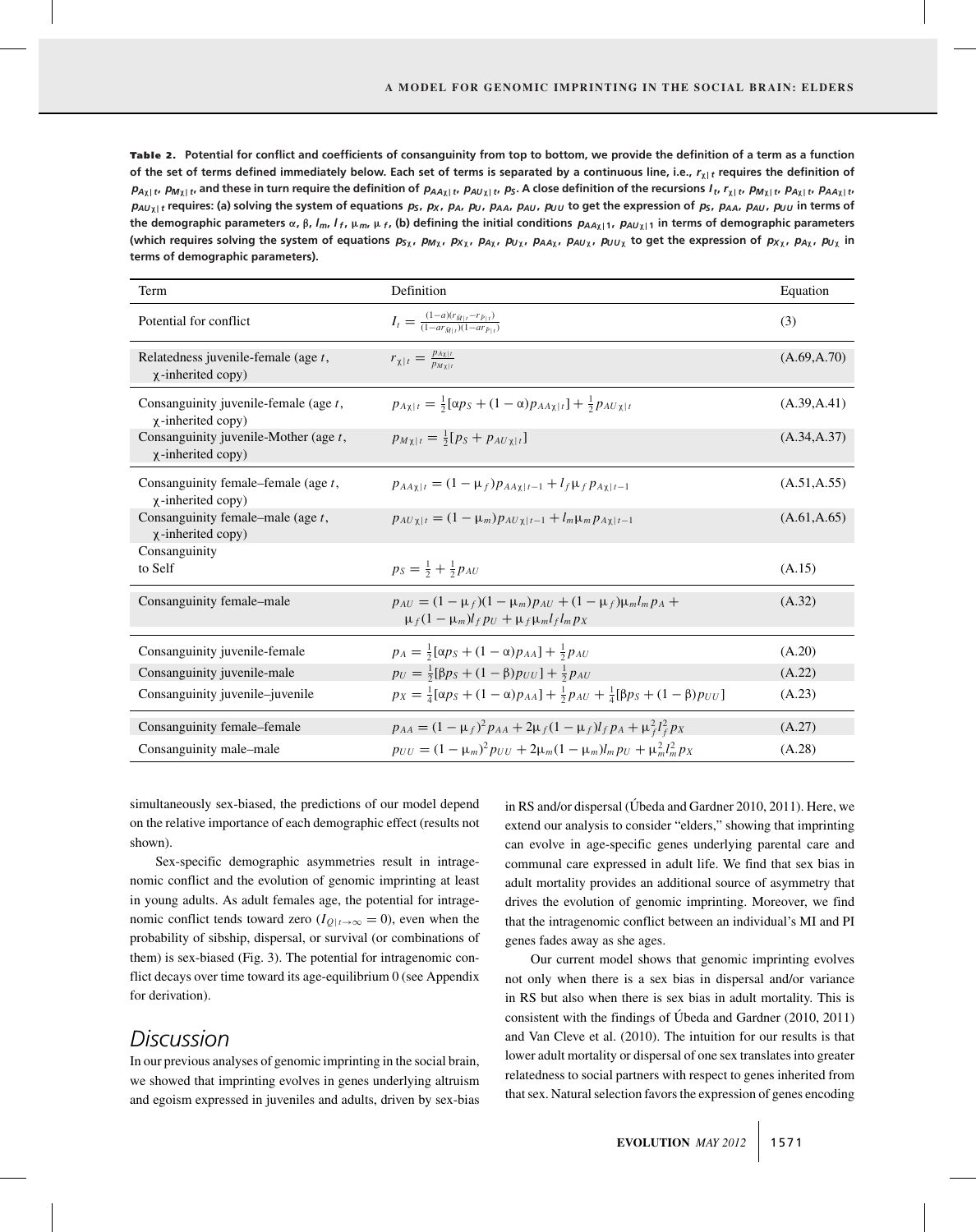**Table 2.** Potential for conflict and coefficients of consanguinity from top to bottom, we provide the definition of a term as a function of the set of terms defined immediately below. Each set of terms is separated by a continuous line, i.e., $r_{\chi|t}$ requires the definition of $p_{A\chi|t}$, $p_{M\chi|t}$, and these in turn require the definition of $p_{AA\chi|t}$, $p_{AU\chi|t}$, $p_S$. A close definition of the recursions $I_t$, $r_{\chi|t}$, $p_{M\chi|t}$, $p_{A\chi|t}$, $p_{AA\chi|t}$, $p_{AU\chi|t}$ requires: (a) solving the system of equations $p_S$, $p_X$, $p_A$, $p_U$, $p_{AA}$, $p_{AU}$, $p_{UU}$ to get the expression of $p_S$, $p_{AA}$, $p_{AU}$, $p_{UU}$ in terms of the demographic parameters $\alpha$, $\beta$, $l_m$, $l_f$, $\mu_m$, $\mu_f$, (b) defining the initial conditions $p_{AA\chi|1}$, $p_{AU\chi|1}$ in terms of demographic parameters (which requires solving the system of equations $p_{S\chi}$, $p_{M\chi}$, $p_{X\chi}$, $p_{A\chi}$, $p_{U\chi}$, $p_{AA\chi}$, $p_{AU\chi}$, $p_{UU\chi}$ to get the expression of $p_{X\chi}$, $p_{A\chi}$, $p_{U\chi}$ in terms of demographic parameters).

| Term | Definition | Equation |
|---|---|---|
| Potential for conflict | $I_t = \frac{(1-a)(r_{M|t}-r_{P|t})}{(1-ar_{M|t})(1-ar_{P|t})}$ | (3) |
| Relatedness juvenile-female (age $t$, $\chi$-inherited copy) | $r_{\chi|t} = \frac{p_{A\chi|t}}{p_{M\chi|t}}$ | (A.69,A.70) |
| Consanguinity juvenile-female (age $t$, $\chi$-inherited copy) | $p_{A\chi|t} = \frac{1}{2}[\alpha p_S + (1-\alpha)p_{AA\chi|t}] + \frac{1}{2}p_{AU\chi|t}$ | (A.39,A.41) |
| Consanguinity juvenile-Mother (age $t$, $\chi$-inherited copy) | $p_{M\chi|t} = \frac{1}{2}[p_S + p_{AU\chi|t}]$ | (A.34,A.37) |
| Consanguinity female–female (age $t$, $\chi$-inherited copy) | $p_{AA\chi|t} = (1-\mu_f)p_{AA\chi|t-1} + l_f\mu_f p_{A\chi|t-1}$ | (A.51,A.55) |
| Consanguinity female–male (age $t$, $\chi$-inherited copy) | $p_{AU\chi|t} = (1-\mu_m)p_{AU\chi|t-1} + l_m\mu_m p_{A\chi|t-1}$ | (A.61,A.65) |
| Consanguinity to Self | $p_S = \frac{1}{2} + \frac{1}{2}p_{AU}$ | (A.15) |
| Consanguinity female–male | $p_{AU} = (1-\mu_f)(1-\mu_m)p_{AU} + (1-\mu_f)\mu_m l_m p_A + \mu_f(1-\mu_m)l_f p_U + \mu_f\mu_m l_f l_m p_X$ | (A.32) |
| Consanguinity juvenile-female | $p_A = \frac{1}{2}[\alpha p_S + (1-\alpha)p_{AA}] + \frac{1}{2}p_{AU}$ | (A.20) |
| Consanguinity juvenile-male | $p_U = \frac{1}{2}[\beta p_S + (1-\beta)p_{UU}] + \frac{1}{2}p_{AU}$ | (A.22) |
| Consanguinity juvenile–juvenile | $p_X = \frac{1}{4}[\alpha p_S + (1-\alpha)p_{AA}] + \frac{1}{2}p_{AU} + \frac{1}{4}[\beta p_S + (1-\beta)p_{UU}]$ | (A.23) |
| Consanguinity female–female | $p_{AA} = (1-\mu_f)^2 p_{AA} + 2\mu_f(1-\mu_f)l_f p_A + \mu_f^2 l_f^2 p_X$ | (A.27) |
| Consanguinity male–male | $p_{UU} = (1-\mu_m)^2 p_{UU} + 2\mu_m(1-\mu_m)l_m p_U + \mu_m^2 l_m^2 p_X$ | (A.28) |

simultaneously sex-biased, the predictions of our model depend on the relative importance of each demographic effect (results not shown).

Sex-specific demographic asymmetries result in intragenomic conflict and the evolution of genomic imprinting at least in young adults. As adult females age, the potential for intragenomic conflict tends toward zero ($I_{\mathrm{Q}|t\to\infty} = 0$), even when the probability of sibship, dispersal, or survival (or combinations of them) is sex-biased (Fig. 3). The potential for intragenomic conflict decays over time toward its age-equilibrium 0 (see Appendix for derivation).

## Discussion

In our previous analyses of genomic imprinting in the social brain, we showed that imprinting evolves in genes underlying altruism and egoism expressed in juveniles and adults, driven by sex-bias in RS and/or dispersal (Úbeda and Gardner 2010, 2011). Here, we extend our analysis to consider "elders," showing that imprinting can evolve in age-specific genes underlying parental care and communal care expressed in adult life. We find that sex bias in adult mortality provides an additional source of asymmetry that drives the evolution of genomic imprinting. Moreover, we find that the intragenomic conflict between an individual's MI and PI genes fades away as she ages.

Our current model shows that genomic imprinting evolves not only when there is a sex bias in dispersal and/or variance in RS but also when there is sex bias in adult mortality. This is consistent with the findings of Úbeda and Gardner (2010, 2011) and Van Cleve et al. (2010). The intuition for our results is that lower adult mortality or dispersal of one sex translates into greater relatedness to social partners with respect to genes inherited from that sex. Natural selection favors the expression of genes encoding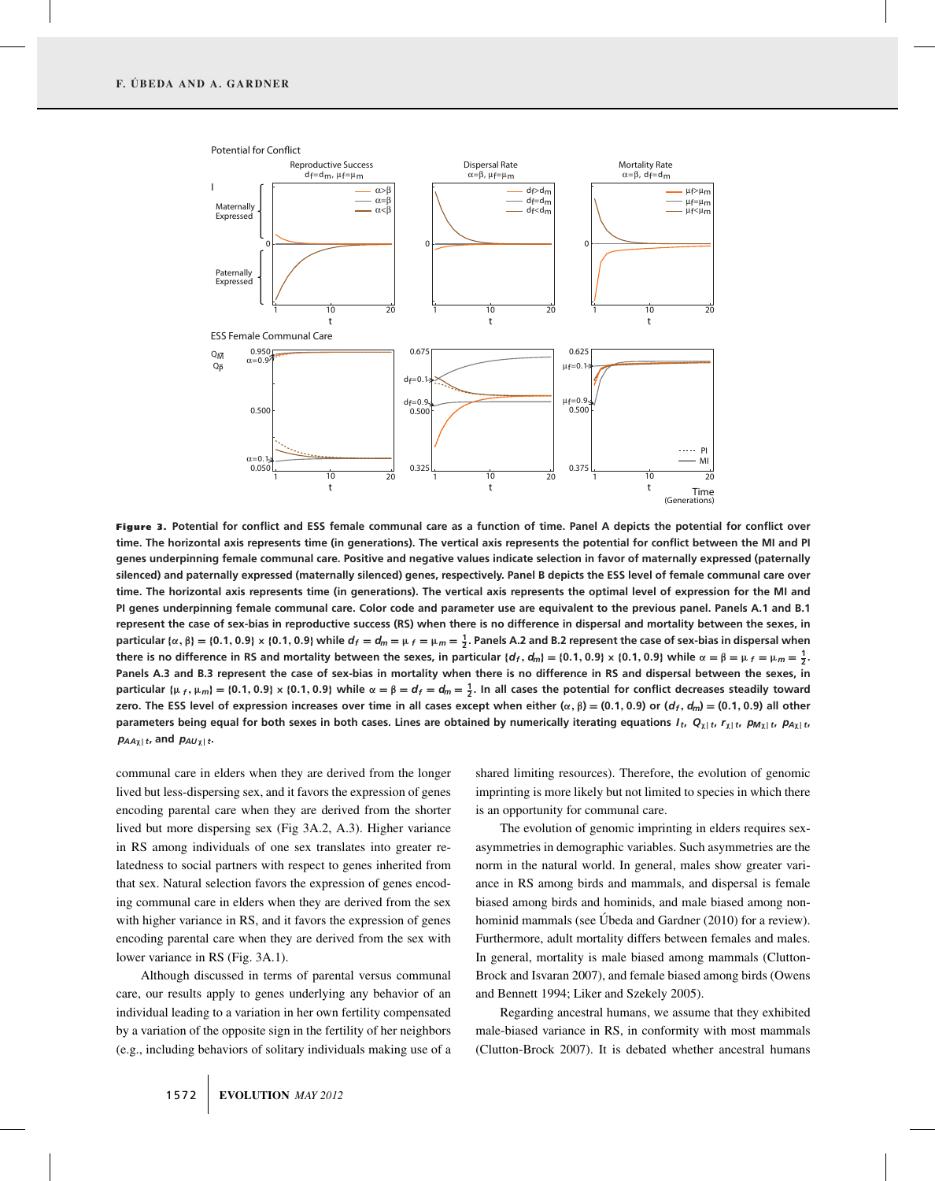**Figure 3.** Potential for conflict and ESS female communal care as a function of time. Panel A depicts the potential for conflict over time. The horizontal axis represents time (in generations). The vertical axis represents the potential for conflict between the MI and PI genes underpinning female communal care. Positive and negative values indicate selection in favor of maternally expressed (paternally silenced) and paternally expressed (maternally silenced) genes, respectively. Panel B depicts the ESS level of female communal care over time. The horizontal axis represents time (in generations). The vertical axis represents the optimal level of expression for the MI and PI genes underpinning female communal care. Color code and parameter use are equivalent to the previous panel. Panels A.1 and B.1 represent the case of sex-bias in reproductive success (RS) when there is no difference in dispersal and mortality between the sexes, in particular $\{\alpha, \beta\} = \{0.1, 0.9\} \times \{0.1, 0.9\}$ while $d_f = d_m = \mu_f = \mu_m = \frac{1}{2}$. Panels A.2 and B.2 represent the case of sex-bias in dispersal when there is no difference in RS and mortality between the sexes, in particular $\{d_f, d_m\} = \{0.1, 0.9\} \times \{0.1, 0.9\}$ while $\alpha = \beta = \mu_f = \mu_m = \frac{1}{2}$. Panels A.3 and B.3 represent the case of sex-bias in mortality when there is no difference in RS and dispersal between the sexes, in particular $\{\mu_f, \mu_m\} = \{0.1, 0.9\} \times \{0.1, 0.9\}$ while $\alpha = \beta = d_f = d_m = \frac{1}{2}$. In all cases the potential for conflict decreases steadily toward zero. The ESS level of expression increases over time in all cases except when either $(\alpha, \beta) = (0.1, 0.9)$ or $(d_f, d_m) = (0.1, 0.9)$ all other parameters being equal for both sexes in both cases. Lines are obtained by numerically iterating equations $I_t$, $Q_{\chi|t}$, $r_{\chi|t}$, $p_{M\chi|t}$, $p_{A\chi|t}$, $p_{AA\chi|t}$, and $p_{AU\chi|t}$.

communal care in elders when they are derived from the longer lived but less-dispersing sex, and it favors the expression of genes encoding parental care when they are derived from the shorter lived but more dispersing sex (Fig 3A.2, A.3). Higher variance in RS among individuals of one sex translates into greater relatedness to social partners with respect to genes inherited from that sex. Natural selection favors the expression of genes encoding communal care in elders when they are derived from the sex with higher variance in RS, and it favors the expression of genes encoding parental care when they are derived from the sex with lower variance in RS (Fig. 3A.1).

Although discussed in terms of parental versus communal care, our results apply to genes underlying any behavior of an individual leading to a variation in her own fertility compensated by a variation of the opposite sign in the fertility of her neighbors (e.g., including behaviors of solitary individuals making use of a shared limiting resources). Therefore, the evolution of genomic imprinting is more likely but not limited to species in which there is an opportunity for communal care.

The evolution of genomic imprinting in elders requires sex-asymmetries in demographic variables. Such asymmetries are the norm in the natural world. In general, males show greater variance in RS among birds and mammals, and dispersal is female biased among birds and hominids, and male biased among non-hominid mammals (see Úbeda and Gardner (2010) for a review). Furthermore, adult mortality differs between females and males. In general, mortality is male biased among mammals (Clutton-Brock and Isvaran 2007), and female biased among birds (Owens and Bennett 1994; Liker and Szekely 2005).

Regarding ancestral humans, we assume that they exhibited male-biased variance in RS, in conformity with most mammals (Clutton-Brock 2007). It is debated whether ancestral humans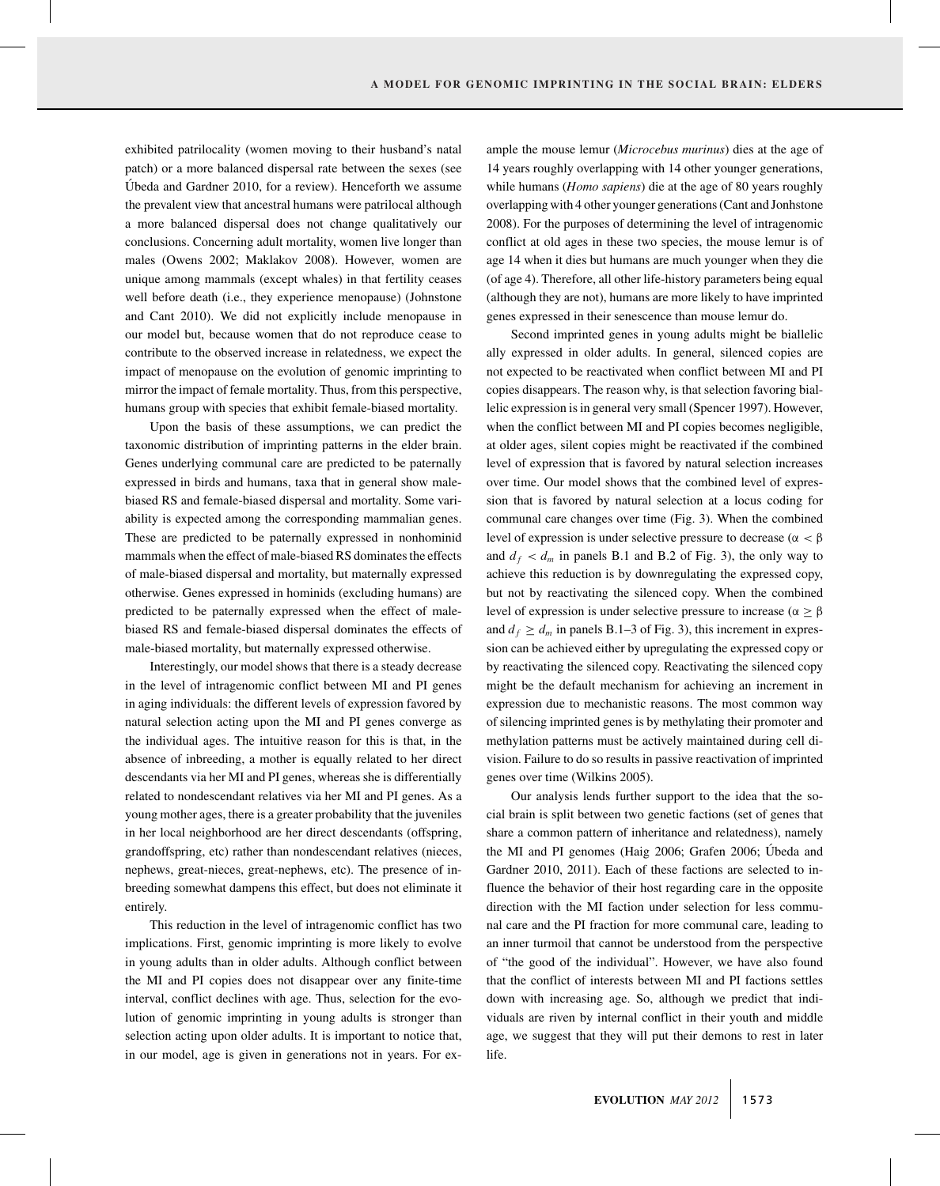exhibited patrilocality (women moving to their husband's natal patch) or a more balanced dispersal rate between the sexes (see Úbeda and Gardner 2010, for a review). Henceforth we assume the prevalent view that ancestral humans were patrilocal although a more balanced dispersal does not change qualitatively our conclusions. Concerning adult mortality, women live longer than males (Owens 2002; Maklakov 2008). However, women are unique among mammals (except whales) in that fertility ceases well before death (i.e., they experience menopause) (Johnstone and Cant 2010). We did not explicitly include menopause in our model but, because women that do not reproduce cease to contribute to the observed increase in relatedness, we expect the impact of menopause on the evolution of genomic imprinting to mirror the impact of female mortality. Thus, from this perspective, humans group with species that exhibit female-biased mortality.

Upon the basis of these assumptions, we can predict the taxonomic distribution of imprinting patterns in the elder brain. Genes underlying communal care are predicted to be paternally expressed in birds and humans, taxa that in general show male-biased RS and female-biased dispersal and mortality. Some variability is expected among the corresponding mammalian genes. These are predicted to be paternally expressed in nonhominid mammals when the effect of male-biased RS dominates the effects of male-biased dispersal and mortality, but maternally expressed otherwise. Genes expressed in hominids (excluding humans) are predicted to be paternally expressed when the effect of male-biased RS and female-biased dispersal dominates the effects of male-biased mortality, but maternally expressed otherwise.

Interestingly, our model shows that there is a steady decrease in the level of intragenomic conflict between MI and PI genes in aging individuals: the different levels of expression favored by natural selection acting upon the MI and PI genes converge as the individual ages. The intuitive reason for this is that, in the absence of inbreeding, a mother is equally related to her direct descendants via her MI and PI genes, whereas she is differentially related to nondescendant relatives via her MI and PI genes. As a young mother ages, there is a greater probability that the juveniles in her local neighborhood are her direct descendants (offspring, grandoffspring, etc) rather than nondescendant relatives (nieces, nephews, great-nieces, great-nephews, etc). The presence of inbreeding somewhat dampens this effect, but does not eliminate it entirely.

This reduction in the level of intragenomic conflict has two implications. First, genomic imprinting is more likely to evolve in young adults than in older adults. Although conflict between the MI and PI copies does not disappear over any finite-time interval, conflict declines with age. Thus, selection for the evolution of genomic imprinting in young adults is stronger than selection acting upon older adults. It is important to notice that, in our model, age is given in generations not in years. For example the mouse lemur (*Microcebus murinus*) dies at the age of 14 years roughly overlapping with 14 other younger generations, while humans (*Homo sapiens*) die at the age of 80 years roughly overlapping with 4 other younger generations (Cant and Jonhstone 2008). For the purposes of determining the level of intragenomic conflict at old ages in these two species, the mouse lemur is of age 14 when it dies but humans are much younger when they die (of age 4). Therefore, all other life-history parameters being equal (although they are not), humans are more likely to have imprinted genes expressed in their senescence than mouse lemur do.

Second imprinted genes in young adults might be biallelic ally expressed in older adults. In general, silenced copies are not expected to be reactivated when conflict between MI and PI copies disappears. The reason why, is that selection favoring biallelic expression is in general very small (Spencer 1997). However, when the conflict between MI and PI copies becomes negligible, at older ages, silent copies might be reactivated if the combined level of expression that is favored by natural selection increases over time. Our model shows that the combined level of expression that is favored by natural selection at a locus coding for communal care changes over time (Fig. 3). When the combined level of expression is under selective pressure to decrease ($\alpha < \beta$ and $d_f < d_m$ in panels B.1 and B.2 of Fig. 3), the only way to achieve this reduction is by downregulating the expressed copy, but not by reactivating the silenced copy. When the combined level of expression is under selective pressure to increase ($\alpha \geq \beta$ and $d_f \geq d_m$ in panels B.1–3 of Fig. 3), this increment in expression can be achieved either by upregulating the expressed copy or by reactivating the silenced copy. Reactivating the silenced copy might be the default mechanism for achieving an increment in expression due to mechanistic reasons. The most common way of silencing imprinted genes is by methylating their promoter and methylation patterns must be actively maintained during cell division. Failure to do so results in passive reactivation of imprinted genes over time (Wilkins 2005).

Our analysis lends further support to the idea that the social brain is split between two genetic factions (set of genes that share a common pattern of inheritance and relatedness), namely the MI and PI genomes (Haig 2006; Grafen 2006; Úbeda and Gardner 2010, 2011). Each of these factions are selected to influence the behavior of their host regarding care in the opposite direction with the MI faction under selection for less communal care and the PI fraction for more communal care, leading to an inner turmoil that cannot be understood from the perspective of "the good of the individual". However, we have also found that the conflict of interests between MI and PI factions settles down with increasing age. So, although we predict that individuals are riven by internal conflict in their youth and middle age, we suggest that they will put their demons to rest in later life.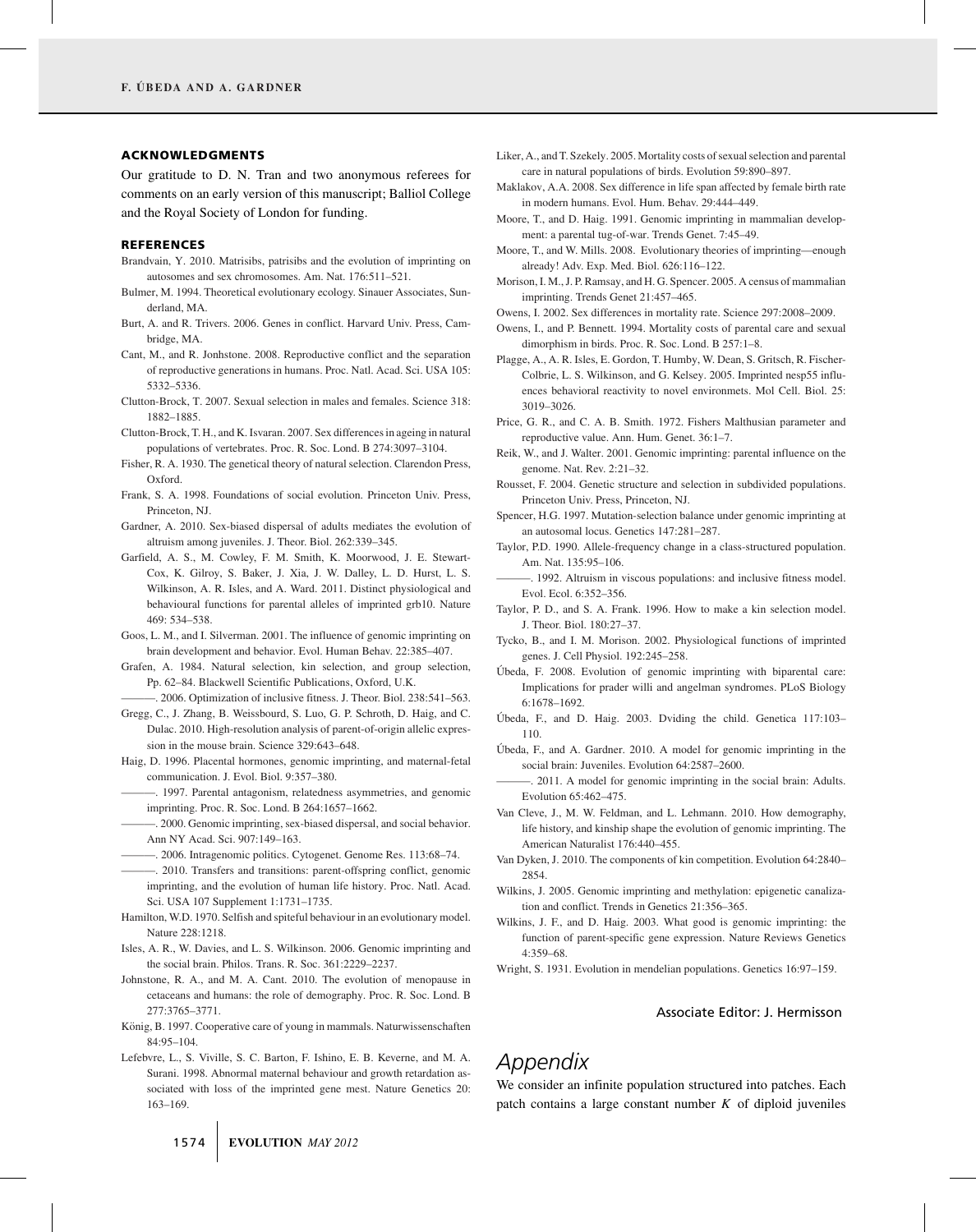## ACKNOWLEDGMENTS

Our gratitude to D. N. Tran and two anonymous referees for comments on an early version of this manuscript; Balliol College and the Royal Society of London for funding.

## REFERENCES

Brandvain, Y. 2010. Matrisibs, patrisibs and the evolution of imprinting on autosomes and sex chromosomes. Am. Nat. 176:511–521.

Bulmer, M. 1994. Theoretical evolutionary ecology. Sinauer Associates, Sunderland, MA.

Burt, A. and R. Trivers. 2006. Genes in conflict. Harvard Univ. Press, Cambridge, MA.

Cant, M., and R. Jonhstone. 2008. Reproductive conflict and the separation of reproductive generations in humans. Proc. Natl. Acad. Sci. USA 105: 5332–5336.

Clutton-Brock, T. 2007. Sexual selection in males and females. Science 318: 1882–1885.

Clutton-Brock, T. H., and K. Isvaran. 2007. Sex differences in ageing in natural populations of vertebrates. Proc. R. Soc. Lond. B 274:3097–3104.

Fisher, R. A. 1930. The genetical theory of natural selection. Clarendon Press, Oxford.

Frank, S. A. 1998. Foundations of social evolution. Princeton Univ. Press, Princeton, NJ.

Gardner, A. 2010. Sex-biased dispersal of adults mediates the evolution of altruism among juveniles. J. Theor. Biol. 262:339–345.

Garfield, A. S., M. Cowley, F. M. Smith, K. Moorwood, J. E. Stewart-Cox, K. Gilroy, S. Baker, J. Xia, J. W. Dalley, L. D. Hurst, L. S. Wilkinson, A. R. Isles, and A. Ward. 2011. Distinct physiological and behavioural functions for parental alleles of imprinted grb10. Nature 469: 534–538.

Goos, L. M., and I. Silverman. 2001. The influence of genomic imprinting on brain development and behavior. Evol. Human Behav. 22:385–407.

Grafen, A. 1984. Natural selection, kin selection, and group selection, Pp. 62–84. Blackwell Scientific Publications, Oxford, U.K.

———. 2006. Optimization of inclusive fitness. J. Theor. Biol. 238:541–563.

Gregg, C., J. Zhang, B. Weissbourd, S. Luo, G. P. Schroth, D. Haig, and C. Dulac. 2010. High-resolution analysis of parent-of-origin allelic expression in the mouse brain. Science 329:643–648.

Haig, D. 1996. Placental hormones, genomic imprinting, and maternal-fetal communication. J. Evol. Biol. 9:357–380.

———. 1997. Parental antagonism, relatedness asymmetries, and genomic imprinting. Proc. R. Soc. Lond. B 264:1657–1662.

———. 2000. Genomic imprinting, sex-biased dispersal, and social behavior. Ann NY Acad. Sci. 907:149–163.

———. 2006. Intragenomic politics. Cytogenet. Genome Res. 113:68–74.

———. 2010. Transfers and transitions: parent-offspring conflict, genomic imprinting, and the evolution of human life history. Proc. Natl. Acad. Sci. USA 107 Supplement 1:1731–1735.

Hamilton, W.D. 1970. Selfish and spiteful behaviour in an evolutionary model. Nature 228:1218.

Isles, A. R., W. Davies, and L. S. Wilkinson. 2006. Genomic imprinting and the social brain. Philos. Trans. R. Soc. 361:2229–2237.

Johnstone, R. A., and M. A. Cant. 2010. The evolution of menopause in cetaceans and humans: the role of demography. Proc. R. Soc. Lond. B 277:3765–3771.

König, B. 1997. Cooperative care of young in mammals. Naturwissenschaften 84:95–104.

Lefebvre, L., S. Viville, S. C. Barton, F. Ishino, E. B. Keverne, and M. A. Surani. 1998. Abnormal maternal behaviour and growth retardation associated with loss of the imprinted gene mest. Nature Genetics 20: 163–169.

Liker, A., and T. Szekely. 2005. Mortality costs of sexual selection and parental care in natural populations of birds. Evolution 59:890–897.

Maklakov, A.A. 2008. Sex difference in life span affected by female birth rate in modern humans. Evol. Hum. Behav. 29:444–449.

Moore, T., and D. Haig. 1991. Genomic imprinting in mammalian development: a parental tug-of-war. Trends Genet. 7:45–49.

Moore, T., and W. Mills. 2008. Evolutionary theories of imprinting—enough already! Adv. Exp. Med. Biol. 626:116–122.

Morison, I. M., J. P. Ramsay, and H. G. Spencer. 2005. A census of mammalian imprinting. Trends Genet 21:457–465.

Owens, I. 2002. Sex differences in mortality rate. Science 297:2008–2009.

Owens, I., and P. Bennett. 1994. Mortality costs of parental care and sexual dimorphism in birds. Proc. R. Soc. Lond. B 257:1–8.

Plagge, A., A. R. Isles, E. Gordon, T. Humby, W. Dean, S. Gritsch, R. Fischer-Colbrie, L. S. Wilkinson, and G. Kelsey. 2005. Imprinted nesp55 influences behavioral reactivity to novel environmets. Mol Cell. Biol. 25: 3019–3026.

Price, G. R., and C. A. B. Smith. 1972. Fishers Malthusian parameter and reproductive value. Ann. Hum. Genet. 36:1–7.

Reik, W., and J. Walter. 2001. Genomic imprinting: parental influence on the genome. Nat. Rev. 2:21–32.

Rousset, F. 2004. Genetic structure and selection in subdivided populations. Princeton Univ. Press, Princeton, NJ.

Spencer, H.G. 1997. Mutation-selection balance under genomic imprinting at an autosomal locus. Genetics 147:281–287.

Taylor, P.D. 1990. Allele-frequency change in a class-structured population. Am. Nat. 135:95–106.

———. 1992. Altruism in viscous populations: and inclusive fitness model. Evol. Ecol. 6:352–356.

Taylor, P. D., and S. A. Frank. 1996. How to make a kin selection model. J. Theor. Biol. 180:27–37.

Tycko, B., and I. M. Morison. 2002. Physiological functions of imprinted genes. J. Cell Physiol. 192:245–258.

Úbeda, F. 2008. Evolution of genomic imprinting with biparental care: Implications for prader willi and angelman syndromes. PLoS Biology 6:1678–1692.

Úbeda, F., and D. Haig. 2003. Dviding the child. Genetica 117:103–110.

Úbeda, F., and A. Gardner. 2010. A model for genomic imprinting in the social brain: Juveniles. Evolution 64:2587–2600.

———. 2011. A model for genomic imprinting in the social brain: Adults. Evolution 65:462–475.

Van Cleve, J., M. W. Feldman, and L. Lehmann. 2010. How demography, life history, and kinship shape the evolution of genomic imprinting. The American Naturalist 176:440–455.

Van Dyken, J. 2010. The components of kin competition. Evolution 64:2840–2854.

Wilkins, J. 2005. Genomic imprinting and methylation: epigenetic canalization and conflict. Trends in Genetics 21:356–365.

Wilkins, J. F., and D. Haig. 2003. What good is genomic imprinting: the function of parent-specific gene expression. Nature Reviews Genetics 4:359–68.

Wright, S. 1931. Evolution in mendelian populations. Genetics 16:97–159.

Associate Editor: J. Hermisson

# *Appendix*

We consider an infinite population structured into patches. Each patch contains a large constant number $K$ of diploid juveniles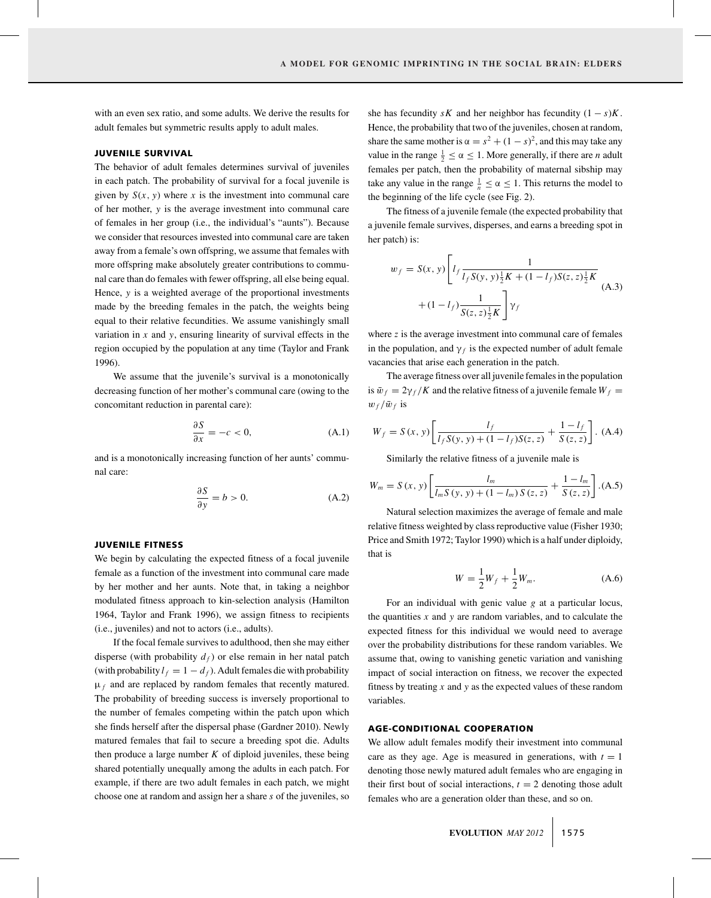with an even sex ratio, and some adults. We derive the results for adult females but symmetric results apply to adult males.

### JUVENILE SURVIVAL

The behavior of adult females determines survival of juveniles in each patch. The probability of survival for a focal juvenile is given by $S(x, y)$ where $x$ is the investment into communal care of her mother, $y$ is the average investment into communal care of females in her group (i.e., the individual's "aunts"). Because we consider that resources invested into communal care are taken away from a female's own offspring, we assume that females with more offspring make absolutely greater contributions to communal care than do females with fewer offspring, all else being equal. Hence, $y$ is a weighted average of the proportional investments made by the breeding females in the patch, the weights being equal to their relative fecundities. We assume vanishingly small variation in $x$ and $y$, ensuring linearity of survival effects in the region occupied by the population at any time (Taylor and Frank 1996).

We assume that the juvenile's survival is a monotonically decreasing function of her mother's communal care (owing to the concomitant reduction in parental care):

$$\frac{\partial S}{\partial x} = -c < 0, \tag{A.1}$$

and is a monotonically increasing function of her aunts' communal care:

$$\frac{\partial S}{\partial y} = b > 0. \tag{A.2}$$

### JUVENILE FITNESS

We begin by calculating the expected fitness of a focal juvenile female as a function of the investment into communal care made by her mother and her aunts. Note that, in taking a neighbor modulated fitness approach to kin-selection analysis (Hamilton 1964, Taylor and Frank 1996), we assign fitness to recipients (i.e., juveniles) and not to actors (i.e., adults).

If the focal female survives to adulthood, then she may either disperse (with probability $d_f$) or else remain in her natal patch (with probability $l_f = 1 - d_f$). Adult females die with probability $\mu_f$ and are replaced by random females that recently matured. The probability of breeding success is inversely proportional to the number of females competing within the patch upon which she finds herself after the dispersal phase (Gardner 2010). Newly matured females that fail to secure a breeding spot die. Adults then produce a large number $K$ of diploid juveniles, these being shared potentially unequally among the adults in each patch. For example, if there are two adult females in each patch, we might choose one at random and assign her a share $s$ of the juveniles, so she has fecundity $sK$ and her neighbor has fecundity $(1 - s)K$. Hence, the probability that two of the juveniles, chosen at random, share the same mother is $\alpha = s^2 + (1 - s)^2$, and this may take any value in the range $\frac{1}{2} \leq \alpha \leq 1$. More generally, if there are $n$ adult females per patch, then the probability of maternal sibship may take any value in the range $\frac{1}{n} \leq \alpha \leq 1$. This returns the model to the beginning of the life cycle (see Fig. 2).

The fitness of a juvenile female (the expected probability that a juvenile female survives, disperses, and earns a breeding spot in her patch) is:

$$w_f = S(x, y)\left[l_f \frac{1}{l_f S(y, y)\frac{1}{2}K + (1 - l_f)S(z, z)\frac{1}{2}K} + (1 - l_f)\frac{1}{S(z, z)\frac{1}{2}K}\right]\gamma_f \tag{A.3}$$

where $z$ is the average investment into communal care of females in the population, and $\gamma_f$ is the expected number of adult female vacancies that arise each generation in the patch.

The average fitness over all juvenile females in the population is $\bar{w}_f = 2\gamma_f/K$ and the relative fitness of a juvenile female $W_f = w_f/\bar{w}_f$ is

$$W_f = S(x, y)\left[\frac{l_f}{l_f S(y, y) + (1 - l_f)S(z, z)} + \frac{1 - l_f}{S(z, z)}\right]. \tag{A.4}$$

Similarly the relative fitness of a juvenile male is

$$W_m = S(x, y)\left[\frac{l_m}{l_m S(y, y) + (1 - l_m)S(z, z)} + \frac{1 - l_m}{S(z, z)}\right]. \tag{A.5}$$

Natural selection maximizes the average of female and male relative fitness weighted by class reproductive value (Fisher 1930; Price and Smith 1972; Taylor 1990) which is a half under diploidy, that is

$$W = \frac{1}{2}W_f + \frac{1}{2}W_m. \tag{A.6}$$

For an individual with genic value $g$ at a particular locus, the quantities $x$ and $y$ are random variables, and to calculate the expected fitness for this individual we would need to average over the probability distributions for these random variables. We assume that, owing to vanishing genetic variation and vanishing impact of social interaction on fitness, we recover the expected fitness by treating $x$ and $y$ as the expected values of these random variables.

### AGE-CONDITIONAL COOPERATION

We allow adult females modify their investment into communal care as they age. Age is measured in generations, with $t = 1$ denoting those newly matured adult females who are engaging in their first bout of social interactions, $t = 2$ denoting those adult females who are a generation older than these, and so on.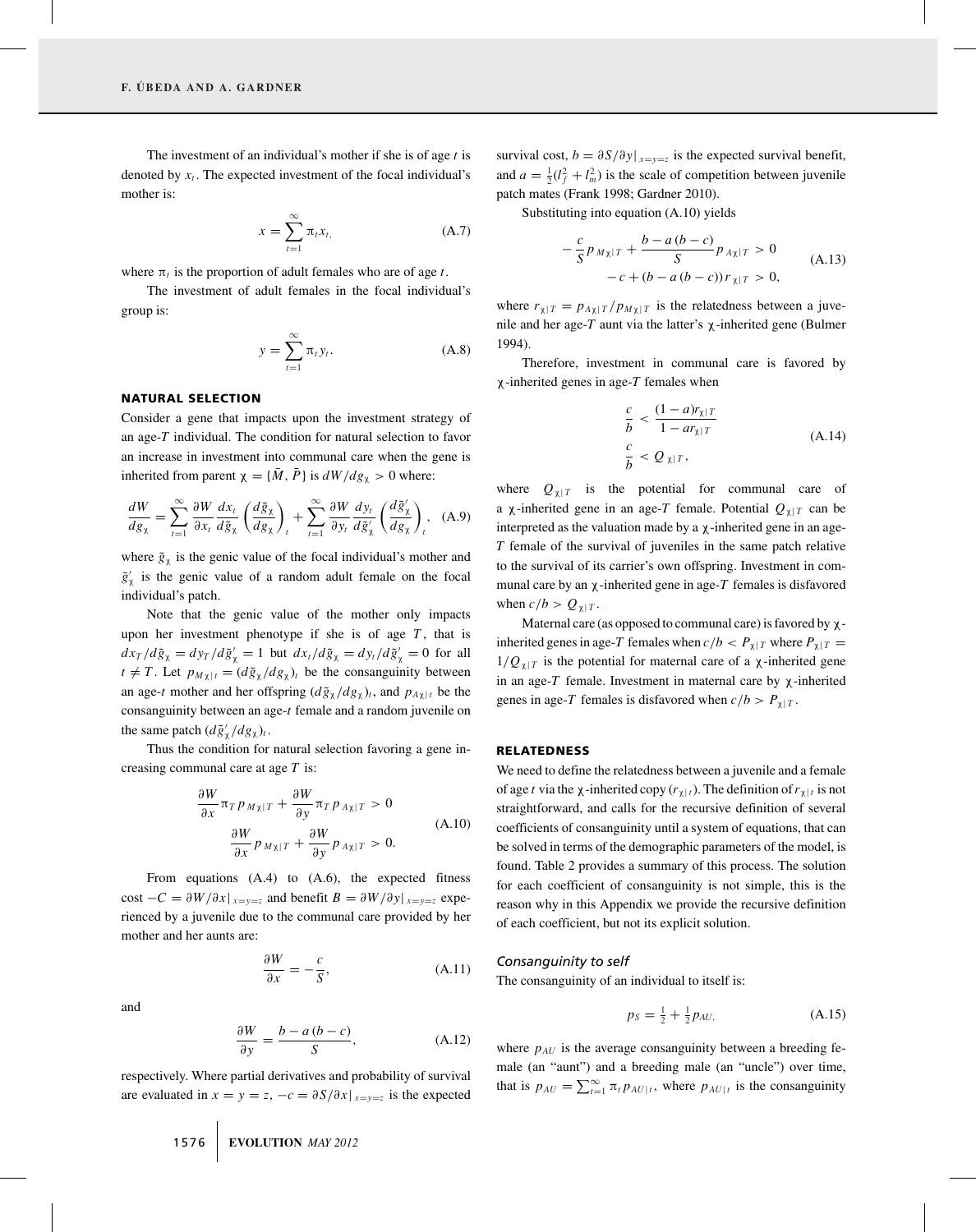The investment of an individual's mother if she is of age $t$ is denoted by $x_t$. The expected investment of the focal individual's mother is:

$$x = \sum_{t=1}^{\infty} \pi_t x_t, \tag{A.7}$$

where $\pi_t$ is the proportion of adult females who are of age $t$.

The investment of adult females in the focal individual's group is:

$$y = \sum_{t=1}^{\infty} \pi_t y_t. \tag{A.8}$$

### NATURAL SELECTION

Consider a gene that impacts upon the investment strategy of an age-$T$ individual. The condition for natural selection to favor an increase in investment into communal care when the gene is inherited from parent $\chi = \{\bar{M}, \bar{P}\}$ is $dW/dg_\chi > 0$ where:

$$\frac{dW}{dg_\chi} = \sum_{t=1}^{\infty} \frac{\partial W}{\partial x_t} \frac{dx_t}{d\tilde{g}_\chi} \left(\frac{d\tilde{g}_\chi}{dg_\chi}\right)_t + \sum_{t=1}^{\infty} \frac{\partial W}{\partial y_t} \frac{dy_t}{d\tilde{g}'_\chi} \left(\frac{d\tilde{g}'_\chi}{dg_\chi}\right)_t, \tag{A.9}$$

where $\tilde{g}_\chi$ is the genic value of the focal individual's mother and $\tilde{g}'_\chi$ is the genic value of a random adult female on the focal individual's patch.

Note that the genic value of the mother only impacts upon her investment phenotype if she is of age $T$, that is $dx_T/d\tilde{g}_\chi = dy_T/d\tilde{g}'_\chi = 1$ but $dx_t/d\tilde{g}_\chi = dy_t/d\tilde{g}'_\chi = 0$ for all $t \neq T$. Let $p_{M\chi|t} = (d\tilde{g}_\chi/dg_\chi)_t$ be the consanguinity between an age-$t$ mother and her offspring $(d\tilde{g}_\chi/dg_\chi)_t$, and $p_{A\chi|t}$ be the consanguinity between an age-$t$ female and a random juvenile on the same patch $(d\tilde{g}'_\chi/dg_\chi)_t$.

Thus the condition for natural selection favoring a gene increasing communal care at age $T$ is:

$$\begin{aligned} \frac{\partial W}{\partial x} \pi_T p_{M\chi|T} + \frac{\partial W}{\partial y} \pi_T p_{A\chi|T} > 0 \\ \frac{\partial W}{\partial x} p_{M\chi|T} + \frac{\partial W}{\partial y} p_{A\chi|T} > 0. \end{aligned} \tag{A.10}$$

From equations (A.4) to (A.6), the expected fitness cost $-C = \partial W/\partial x|_{x=y=z}$ and benefit $B = \partial W/\partial y|_{x=y=z}$ experienced by a juvenile due to the communal care provided by her mother and her aunts are:

$$\frac{\partial W}{\partial x} = -\frac{c}{S}, \tag{A.11}$$

and

$$\frac{\partial W}{\partial y} = \frac{b - a(b-c)}{S}, \tag{A.12}$$

respectively. Where partial derivatives and probability of survival are evaluated in $x = y = z$, $-c = \partial S/\partial x|_{x=y=z}$ is the expected survival cost, $b = \partial S/\partial y|_{x=y=z}$ is the expected survival benefit, and $a = \frac{1}{2}(l_f^2 + l_m^2)$ is the scale of competition between juvenile patch mates (Frank 1998; Gardner 2010).

Substituting into equation (A.10) yields

$$\begin{aligned} -\frac{c}{S} p_{M\chi|T} + \frac{b - a(b-c)}{S} p_{A\chi|T} > 0 \\ -c + (b - a(b-c)) r_{\chi|T} > 0, \end{aligned} \tag{A.13}$$

where $r_{\chi|T} = p_{A\chi|T}/p_{M\chi|T}$ is the relatedness between a juvenile and her age-$T$ aunt via the latter's $\chi$-inherited gene (Bulmer 1994).

Therefore, investment in communal care is favored by $\chi$-inherited genes in age-$T$ females when

$$\begin{aligned} \frac{c}{b} < \frac{(1-a) r_{\chi|T}}{1 - a r_{\chi|T}} \\ \frac{c}{b} < Q_{\chi|T}, \end{aligned} \tag{A.14}$$

where $Q_{\chi|T}$ is the potential for communal care of a $\chi$-inherited gene in an age-$T$ female. Potential $Q_{\chi|T}$ can be interpreted as the valuation made by a $\chi$-inherited gene in an age-$T$ female of the survival of juveniles in the same patch relative to the survival of its carrier's own offspring. Investment in communal care by an $\chi$-inherited gene in age-$T$ females is disfavored when $c/b > Q_{\chi|T}$.

Maternal care (as opposed to communal care) is favored by $\chi$-inherited genes in age-$T$ females when $c/b < P_{\chi|T}$ where $P_{\chi|T} = 1/Q_{\chi|T}$ is the potential for maternal care of a $\chi$-inherited gene in an age-$T$ female. Investment in maternal care by $\chi$-inherited genes in age-$T$ females is disfavored when $c/b > P_{\chi|T}$.

### RELATEDNESS

We need to define the relatedness between a juvenile and a female of age $t$ via the $\chi$-inherited copy ($r_{\chi|t}$). The definition of $r_{\chi|t}$ is not straightforward, and calls for the recursive definition of several coefficients of consanguinity until a system of equations, that can be solved in terms of the demographic parameters of the model, is found. Table 2 provides a summary of this process. The solution for each coefficient of consanguinity is not simple, this is the reason why in this Appendix we provide the recursive definition of each coefficient, but not its explicit solution.

#### *Consanguinity to self*

The consanguinity of an individual to itself is:

$$p_S = \tfrac{1}{2} + \tfrac{1}{2} p_{AU}, \tag{A.15}$$

where $p_{AU}$ is the average consanguinity between a breeding female (an "aunt") and a breeding male (an "uncle") over time, that is $p_{AU} = \sum_{t=1}^{\infty} \pi_t p_{AU|t}$, where $p_{AU|t}$ is the consanguinity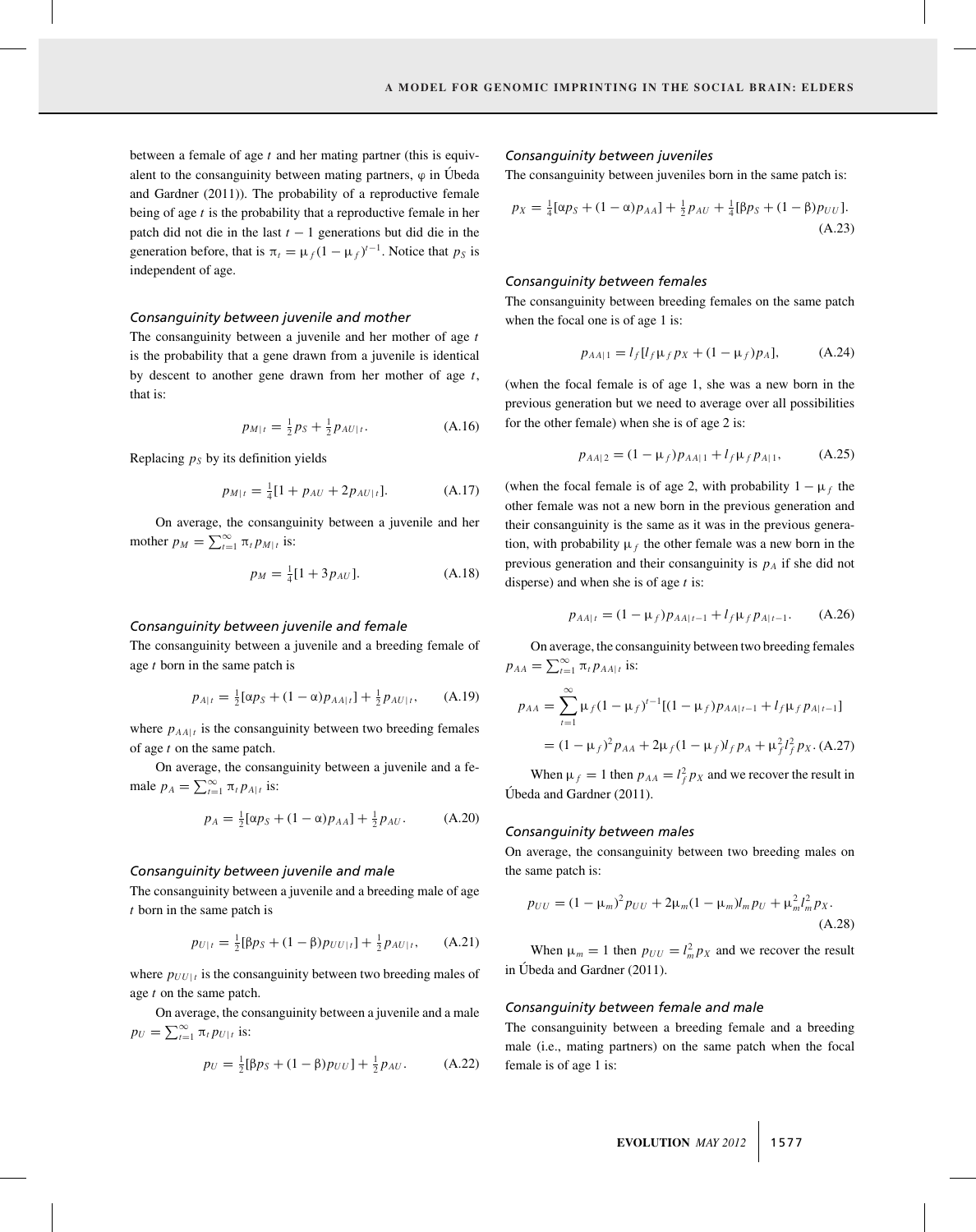between a female of age $t$ and her mating partner (this is equivalent to the consanguinity between mating partners, $\varphi$ in Úbeda and Gardner (2011)). The probability of a reproductive female being of age $t$ is the probability that a reproductive female in her patch did not die in the last $t-1$ generations but did die in the generation before, that is $\pi_t = \mu_f(1-\mu_f)^{t-1}$. Notice that $p_S$ is independent of age.

### Consanguinity between juvenile and mother

The consanguinity between a juvenile and her mother of age $t$ is the probability that a gene drawn from a juvenile is identical by descent to another gene drawn from her mother of age $t$, that is:

$$p_{M|t} = \tfrac{1}{2}p_S + \tfrac{1}{2}p_{AU|t}. \tag{A.16}$$

Replacing $p_S$ by its definition yields

$$p_{M|t} = \tfrac{1}{4}[1 + p_{AU} + 2p_{AU|t}]. \tag{A.17}$$

On average, the consanguinity between a juvenile and her mother $p_M = \sum_{t=1}^{\infty} \pi_t p_{M|t}$ is:

$$p_M = \tfrac{1}{4}[1 + 3p_{AU}]. \tag{A.18}$$

### Consanguinity between juvenile and female

The consanguinity between a juvenile and a breeding female of age $t$ born in the same patch is

$$p_{A|t} = \tfrac{1}{2}[\alpha p_S + (1-\alpha)p_{AA|t}] + \tfrac{1}{2}p_{AU|t}, \tag{A.19}$$

where $p_{AA|t}$ is the consanguinity between two breeding females of age $t$ on the same patch.

On average, the consanguinity between a juvenile and a female $p_A = \sum_{t=1}^{\infty} \pi_t p_{A|t}$ is:

$$p_A = \tfrac{1}{2}[\alpha p_S + (1-\alpha)p_{AA}] + \tfrac{1}{2}p_{AU}. \tag{A.20}$$

### Consanguinity between juvenile and male

The consanguinity between a juvenile and a breeding male of age $t$ born in the same patch is

$$p_{U|t} = \tfrac{1}{2}[\beta p_S + (1-\beta)p_{UU|t}] + \tfrac{1}{2}p_{AU|t}, \tag{A.21}$$

where $p_{UU|t}$ is the consanguinity between two breeding males of age $t$ on the same patch.

On average, the consanguinity between a juvenile and a male $p_U = \sum_{t=1}^{\infty} \pi_t p_{U|t}$ is:

$$p_U = \tfrac{1}{2}[\beta p_S + (1-\beta)p_{UU}] + \tfrac{1}{2}p_{AU}. \tag{A.22}$$

### Consanguinity between juveniles

The consanguinity between juveniles born in the same patch is:

$$p_X = \tfrac{1}{4}[\alpha p_S + (1-\alpha)p_{AA}] + \tfrac{1}{2}p_{AU} + \tfrac{1}{4}[\beta p_S + (1-\beta)p_{UU}]. \tag{A.23}$$

### Consanguinity between females

The consanguinity between breeding females on the same patch when the focal one is of age 1 is:

$$p_{AA|1} = l_f[l_f\mu_f p_X + (1-\mu_f)p_A], \tag{A.24}$$

(when the focal female is of age 1, she was a new born in the previous generation but we need to average over all possibilities for the other female) when she is of age 2 is:

$$p_{AA|2} = (1-\mu_f)p_{AA|1} + l_f\mu_f p_{A|1}, \tag{A.25}$$

(when the focal female is of age 2, with probability $1-\mu_f$ the other female was not a new born in the previous generation and their consanguinity is the same as it was in the previous generation, with probability $\mu_f$ the other female was a new born in the previous generation and their consanguinity is $p_A$ if she did not disperse) and when she is of age $t$ is:

$$p_{AA|t} = (1-\mu_f)p_{AA|t-1} + l_f\mu_f p_{A|t-1}. \tag{A.26}$$

On average, the consanguinity between two breeding females $p_{AA} = \sum_{t=1}^{\infty} \pi_t p_{AA|t}$ is:

$$\begin{aligned} p_{AA} &= \sum_{t=1}^{\infty} \mu_f(1-\mu_f)^{t-1}[(1-\mu_f)p_{AA|t-1} + l_f\mu_f p_{A|t-1}] \\ &= (1-\mu_f)^2 p_{AA} + 2\mu_f(1-\mu_f)l_f p_A + \mu_f^2 l_f^2 p_X. \end{aligned} \tag{A.27}$$

When $\mu_f = 1$ then $p_{AA} = l_f^2 p_X$ and we recover the result in Úbeda and Gardner (2011).

### Consanguinity between males

On average, the consanguinity between two breeding males on the same patch is:

$$p_{UU} = (1-\mu_m)^2 p_{UU} + 2\mu_m(1-\mu_m)l_m p_U + \mu_m^2 l_m^2 p_X. \tag{A.28}$$

When $\mu_m = 1$ then $p_{UU} = l_m^2 p_X$ and we recover the result in Úbeda and Gardner (2011).

### Consanguinity between female and male

The consanguinity between a breeding female and a breeding male (i.e., mating partners) on the same patch when the focal female is of age 1 is: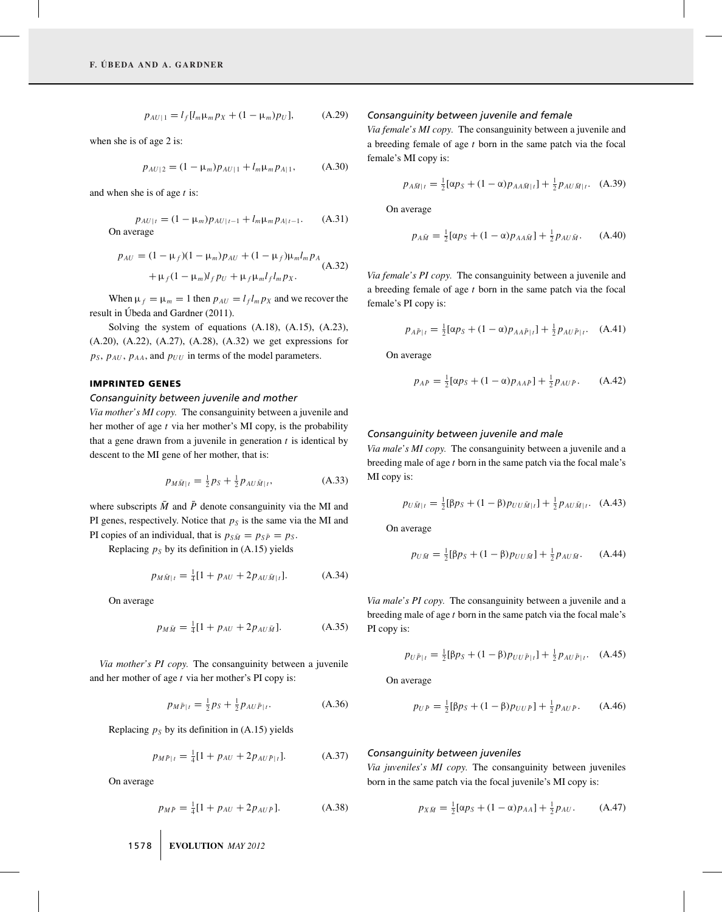$$p_{AU|1} = l_f[l_m \mu_m p_X + (1 - \mu_m) p_U], \tag{A.29}$$

when she is of age 2 is:

$$p_{AU|2} = (1 - \mu_m) p_{AU|1} + l_m \mu_m p_{A|1}, \tag{A.30}$$

and when she is of age $t$ is:

$$p_{AU|t} = (1 - \mu_m) p_{AU|t-1} + l_m \mu_m p_{A|t-1}. \tag{A.31}$$

On average

$$p_{AU} = (1 - \mu_f)(1 - \mu_m) p_{AU} + (1 - \mu_f)\mu_m l_m p_A + \mu_f (1 - \mu_m) l_f p_U + \mu_f \mu_m l_f l_m p_X. \tag{A.32}$$

When $\mu_f = \mu_m = 1$ then $p_{AU} = l_f l_m p_X$ and we recover the result in Úbeda and Gardner (2011).

Solving the system of equations (A.18), (A.15), (A.23), (A.20), (A.22), (A.27), (A.28), (A.32) we get expressions for $p_S$, $p_{AU}$, $p_{AA}$, and $p_{UU}$ in terms of the model parameters.

## IMPRINTED GENES

### Consanguinity between juvenile and mother

*Via mother's MI copy.* The consanguinity between a juvenile and her mother of age $t$ via her mother's MI copy, is the probability that a gene drawn from a juvenile in generation $t$ is identical by descent to the MI gene of her mother, that is:

$$p_{M\bar{M}|t} = \tfrac{1}{2} p_S + \tfrac{1}{2} p_{AU\bar{M}|t}, \tag{A.33}$$

where subscripts $\bar{M}$ and $\bar{P}$ denote consanguinity via the MI and PI genes, respectively. Notice that $p_S$ is the same via the MI and PI copies of an individual, that is $p_{S\bar{M}} = p_{S\bar{P}} = p_S$.

Replacing $p_S$ by its definition in (A.15) yields

$$p_{M\bar{M}|t} = \tfrac{1}{4}[1 + p_{AU} + 2 p_{AU\bar{M}|t}]. \tag{A.34}$$

On average

$$p_{M\bar{M}} = \tfrac{1}{4}[1 + p_{AU} + 2 p_{AU\bar{M}}]. \tag{A.35}$$

*Via mother's PI copy.* The consanguinity between a juvenile and her mother of age $t$ via her mother's PI copy is:

$$p_{M\bar{P}|t} = \tfrac{1}{2} p_S + \tfrac{1}{2} p_{AU\bar{P}|t}. \tag{A.36}$$

Replacing $p_S$ by its definition in (A.15) yields

$$p_{M\bar{P}|t} = \tfrac{1}{4}[1 + p_{AU} + 2 p_{AU\bar{P}|t}]. \tag{A.37}$$

On average

$$p_{M\bar{P}} = \tfrac{1}{4}[1 + p_{AU} + 2 p_{AU\bar{P}}]. \tag{A.38}$$

### Consanguinity between juvenile and female

*Via female's MI copy.* The consanguinity between a juvenile and a breeding female of age $t$ born in the same patch via the focal female's MI copy is:

$$p_{A\bar{M}|t} = \tfrac{1}{2}[\alpha p_S + (1 - \alpha) p_{AA\bar{M}|t}] + \tfrac{1}{2} p_{AU\bar{M}|t}. \tag{A.39}$$

On average

$$p_{A\bar{M}} = \tfrac{1}{2}[\alpha p_S + (1 - \alpha) p_{AA\bar{M}}] + \tfrac{1}{2} p_{AU\bar{M}}. \tag{A.40}$$

*Via female's PI copy.* The consanguinity between a juvenile and a breeding female of age $t$ born in the same patch via the focal female's PI copy is:

$$p_{A\bar{P}|t} = \tfrac{1}{2}[\alpha p_S + (1 - \alpha) p_{AA\bar{P}|t}] + \tfrac{1}{2} p_{AU\bar{P}|t}. \tag{A.41}$$

On average

$$p_{A\bar{P}} = \tfrac{1}{2}[\alpha p_S + (1 - \alpha) p_{AA\bar{P}}] + \tfrac{1}{2} p_{AU\bar{P}}. \tag{A.42}$$

### Consanguinity between juvenile and male

*Via male's MI copy.* The consanguinity between a juvenile and a breeding male of age $t$ born in the same patch via the focal male's MI copy is:

$$p_{U\bar{M}|t} = \tfrac{1}{2}[\beta p_S + (1 - \beta) p_{UU\bar{M}|t}] + \tfrac{1}{2} p_{AU\bar{M}|t}. \tag{A.43}$$

On average

$$p_{U\bar{M}} = \tfrac{1}{2}[\beta p_S + (1 - \beta) p_{UU\bar{M}}] + \tfrac{1}{2} p_{AU\bar{M}}. \tag{A.44}$$

*Via male's PI copy.* The consanguinity between a juvenile and a breeding male of age $t$ born in the same patch via the focal male's PI copy is:

$$p_{U\bar{P}|t} = \tfrac{1}{2}[\beta p_S + (1 - \beta) p_{UU\bar{P}|t}] + \tfrac{1}{2} p_{AU\bar{P}|t}. \tag{A.45}$$

On average

$$p_{U\bar{P}} = \tfrac{1}{2}[\beta p_S + (1 - \beta) p_{UU\bar{P}}] + \tfrac{1}{2} p_{AU\bar{P}}. \tag{A.46}$$

### Consanguinity between juveniles

*Via juveniles's MI copy.* The consanguinity between juveniles born in the same patch via the focal juvenile's MI copy is:

$$p_{X\bar{M}} = \tfrac{1}{2}[\alpha p_S + (1 - \alpha) p_{AA}] + \tfrac{1}{2} p_{AU}. \tag{A.47}$$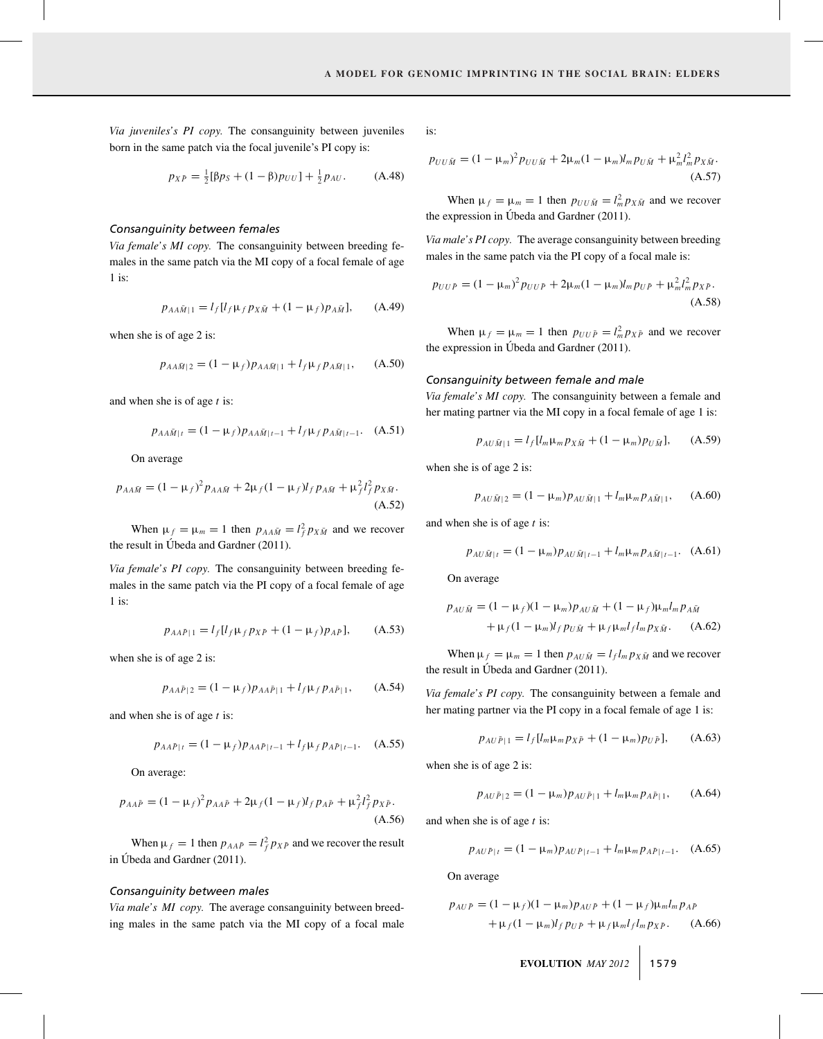*Via juveniles's PI copy.* The consanguinity between juveniles born in the same patch via the focal juvenile's PI copy is:

$$p_{X\bar{P}} = \tfrac{1}{2}[\beta p_S + (1-\beta)p_{UU}] + \tfrac{1}{2}p_{AU}. \qquad \text{(A.48)}$$

### Consanguinity between females

*Via female's MI copy.* The consanguinity between breeding females in the same patch via the MI copy of a focal female of age 1 is:

$$p_{AA\bar{M}|1} = l_f[l_f \mu_f p_{X\bar{M}} + (1-\mu_f)p_{A\bar{M}}], \qquad \text{(A.49)}$$

when she is of age 2 is:

$$p_{AA\bar{M}|2} = (1-\mu_f)p_{AA\bar{M}|1} + l_f \mu_f p_{A\bar{M}|1}, \qquad \text{(A.50)}$$

and when she is of age $t$ is:

$$p_{AA\bar{M}|t} = (1-\mu_f)p_{AA\bar{M}|t-1} + l_f \mu_f p_{A\bar{M}|t-1}. \qquad \text{(A.51)}$$

On average

$$p_{AA\bar{M}} = (1-\mu_f)^2 p_{AA\bar{M}} + 2\mu_f(1-\mu_f)l_f p_{A\bar{M}} + \mu_f^2 l_f^2 p_{X\bar{M}}. \qquad \text{(A.52)}$$

When $\mu_f = \mu_m = 1$ then $p_{AA\bar{M}} = l_f^2 p_{X\bar{M}}$ and we recover the result in Úbeda and Gardner (2011).

*Via female's PI copy.* The consanguinity between breeding females in the same patch via the PI copy of a focal female of age 1 is:

$$p_{AA\bar{P}|1} = l_f[l_f \mu_f p_{X\bar{P}} + (1-\mu_f)p_{A\bar{P}}], \qquad \text{(A.53)}$$

when she is of age 2 is:

$$p_{AA\bar{P}|2} = (1-\mu_f)p_{AA\bar{P}|1} + l_f \mu_f p_{A\bar{P}|1}, \qquad \text{(A.54)}$$

and when she is of age $t$ is:

$$p_{AA\bar{P}|t} = (1-\mu_f)p_{AA\bar{P}|t-1} + l_f \mu_f p_{A\bar{P}|t-1}. \qquad \text{(A.55)}$$

On average:

$$p_{AA\bar{P}} = (1-\mu_f)^2 p_{AA\bar{P}} + 2\mu_f(1-\mu_f)l_f p_{A\bar{P}} + \mu_f^2 l_f^2 p_{X\bar{P}}. \qquad \text{(A.56)}$$

When $\mu_f = 1$ then $p_{AA\bar{P}} = l_f^2 p_{X\bar{P}}$ and we recover the result in Úbeda and Gardner (2011).

### Consanguinity between males

*Via male's MI copy.* The average consanguinity between breeding males in the same patch via the MI copy of a focal male is:

$$p_{UU\bar{M}} = (1-\mu_m)^2 p_{UU\bar{M}} + 2\mu_m(1-\mu_m)l_m p_{U\bar{M}} + \mu_m^2 l_m^2 p_{X\bar{M}}. \qquad \text{(A.57)}$$

When $\mu_f = \mu_m = 1$ then $p_{UU\bar{M}} = l_m^2 p_{X\bar{M}}$ and we recover the expression in Úbeda and Gardner (2011).

*Via male's PI copy.* The average consanguinity between breeding males in the same patch via the PI copy of a focal male is:

$$p_{UU\bar{P}} = (1-\mu_m)^2 p_{UU\bar{P}} + 2\mu_m(1-\mu_m)l_m p_{U\bar{P}} + \mu_m^2 l_m^2 p_{X\bar{P}}. \qquad \text{(A.58)}$$

When $\mu_f = \mu_m = 1$ then $p_{UU\bar{P}} = l_m^2 p_{X\bar{P}}$ and we recover the expression in Úbeda and Gardner (2011).

### Consanguinity between female and male

*Via female's MI copy.* The consanguinity between a female and her mating partner via the MI copy in a focal female of age 1 is:

$$p_{AU\bar{M}|1} = l_f[l_m \mu_m p_{X\bar{M}} + (1-\mu_m)p_{U\bar{M}}], \qquad \text{(A.59)}$$

when she is of age 2 is:

$$p_{AU\bar{M}|2} = (1-\mu_m)p_{AU\bar{M}|1} + l_m \mu_m p_{A\bar{M}|1}, \qquad \text{(A.60)}$$

and when she is of age $t$ is:

$$p_{AU\bar{M}|t} = (1-\mu_m)p_{AU\bar{M}|t-1} + l_m \mu_m p_{A\bar{M}|t-1}. \qquad \text{(A.61)}$$

On average

$$p_{AU\bar{M}} = (1-\mu_f)(1-\mu_m)p_{AU\bar{M}} + (1-\mu_f)\mu_m l_m p_{A\bar{M}} + \mu_f(1-\mu_m)l_f p_{U\bar{M}} + \mu_f \mu_m l_f l_m p_{X\bar{M}}. \qquad \text{(A.62)}$$

When $\mu_f = \mu_m = 1$ then $p_{AU\bar{M}} = l_f l_m p_{X\bar{M}}$ and we recover the result in Úbeda and Gardner (2011).

*Via female's PI copy.* The consanguinity between a female and her mating partner via the PI copy in a focal female of age 1 is:

$$p_{AU\bar{P}|1} = l_f[l_m \mu_m p_{X\bar{P}} + (1-\mu_m)p_{U\bar{P}}], \qquad \text{(A.63)}$$

when she is of age 2 is:

$$p_{AU\bar{P}|2} = (1-\mu_m)p_{AU\bar{P}|1} + l_m \mu_m p_{A\bar{P}|1}, \qquad \text{(A.64)}$$

and when she is of age $t$ is:

$$p_{AU\bar{P}|t} = (1-\mu_m)p_{AU\bar{P}|t-1} + l_m \mu_m p_{A\bar{P}|t-1}. \qquad \text{(A.65)}$$

On average

$$p_{AU\bar{P}} = (1-\mu_f)(1-\mu_m)p_{AU\bar{P}} + (1-\mu_f)\mu_m l_m p_{A\bar{P}} + \mu_f(1-\mu_m)l_f p_{U\bar{P}} + \mu_f \mu_m l_f l_m p_{X\bar{P}}. \qquad \text{(A.66)}$$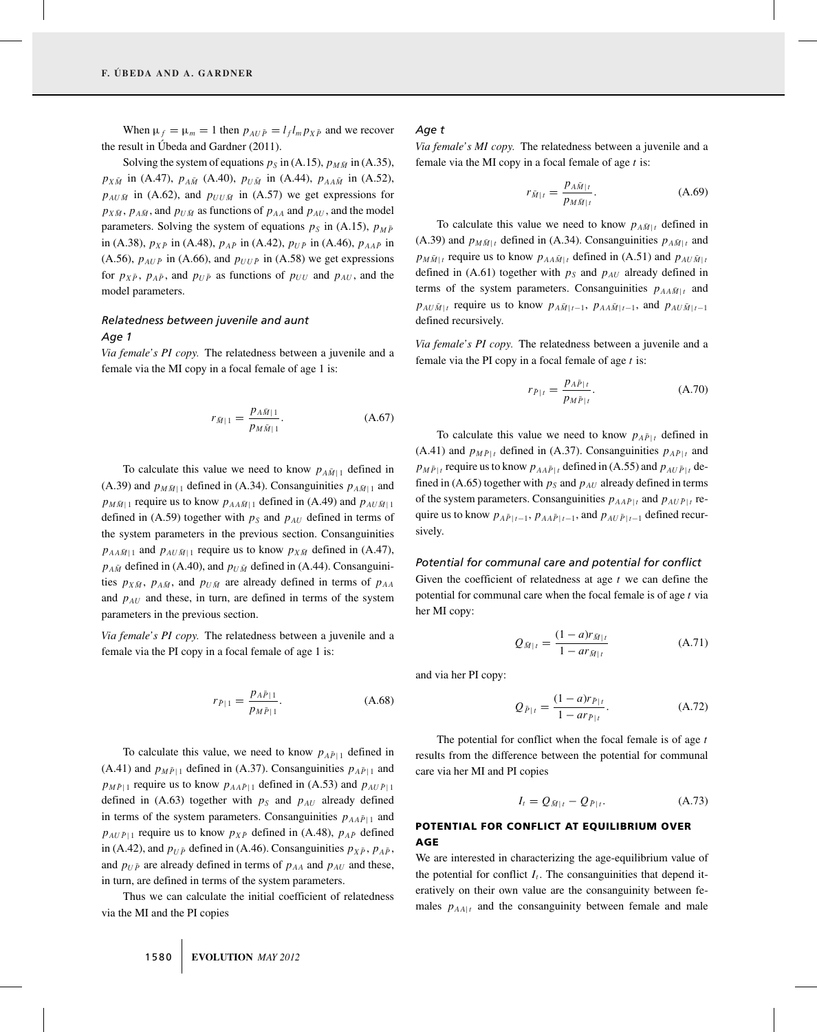When $\mu_f = \mu_m = 1$ then $p_{AU\bar{P}} = l_f l_m p_{X\bar{P}}$ and we recover the result in Úbeda and Gardner (2011).

Solving the system of equations $p_S$ in (A.15), $p_{M\bar{M}}$ in (A.35), $p_{X\bar{M}}$ in (A.47), $p_{A\bar{M}}$ (A.40), $p_{U\bar{M}}$ in (A.44), $p_{AA\bar{M}}$ in (A.52), $p_{AU\bar{M}}$ in (A.62), and $p_{UU\bar{M}}$ in (A.57) we get expressions for $p_{X\bar{M}}$, $p_{A\bar{M}}$, and $p_{U\bar{M}}$ as functions of $p_{AA}$ and $p_{AU}$, and the model parameters. Solving the system of equations $p_S$ in (A.15), $p_{M\bar{P}}$ in (A.38), $p_{X\bar{P}}$ in (A.48), $p_{A\bar{P}}$ in (A.42), $p_{U\bar{P}}$ in (A.46), $p_{AA\bar{P}}$ in (A.56), $p_{AU\bar{P}}$ in (A.66), and $p_{UU\bar{P}}$ in (A.58) we get expressions for $p_{X\bar{P}}$, $p_{A\bar{P}}$, and $p_{U\bar{P}}$ as functions of $p_{UU}$ and $p_{AU}$, and the model parameters.

### *Relatedness between juvenile and aunt*

#### *Age 1*

*Via female's PI copy.* The relatedness between a juvenile and a female via the MI copy in a focal female of age 1 is:

$$r_{\bar{M}|1} = \frac{p_{A\bar{M}|1}}{p_{M\bar{M}|1}}. \tag{A.67}$$

To calculate this value we need to know $p_{A\bar{M}|1}$ defined in (A.39) and $p_{M\bar{M}|1}$ defined in (A.34). Consanguinities $p_{A\bar{M}|1}$ and $p_{M\bar{M}|1}$ require us to know $p_{AA\bar{M}|1}$ defined in (A.49) and $p_{AU\bar{M}|1}$ defined in (A.59) together with $p_S$ and $p_{AU}$ defined in terms of the system parameters in the previous section. Consanguinities $p_{AA\bar{M}|1}$ and $p_{AU\bar{M}|1}$ require us to know $p_{X\bar{M}}$ defined in (A.47), $p_{A\bar{M}}$ defined in (A.40), and $p_{U\bar{M}}$ defined in (A.44). Consanguinities $p_{X\bar{M}}$, $p_{A\bar{M}}$, and $p_{U\bar{M}}$ are already defined in terms of $p_{AA}$ and $p_{AU}$ and these, in turn, are defined in terms of the system parameters in the previous section.

*Via female's PI copy.* The relatedness between a juvenile and a female via the PI copy in a focal female of age 1 is:

$$r_{\bar{P}|1} = \frac{p_{A\bar{P}|1}}{p_{M\bar{P}|1}}. \tag{A.68}$$

To calculate this value, we need to know $p_{A\bar{P}|1}$ defined in (A.41) and $p_{M\bar{P}|1}$ defined in (A.37). Consanguinities $p_{A\bar{P}|1}$ and $p_{M\bar{P}|1}$ require us to know $p_{AA\bar{P}|1}$ defined in (A.53) and $p_{AU\bar{P}|1}$ defined in (A.63) together with $p_S$ and $p_{AU}$ already defined in terms of the system parameters. Consanguinities $p_{AA\bar{P}|1}$ and $p_{AU\bar{P}|1}$ require us to know $p_{X\bar{P}}$ defined in (A.48), $p_{A\bar{P}}$ defined in (A.42), and $p_{U\bar{P}}$ defined in (A.46). Consanguinities $p_{X\bar{P}}$, $p_{A\bar{P}}$, and $p_{U\bar{P}}$ are already defined in terms of $p_{AA}$ and $p_{AU}$ and these, in turn, are defined in terms of the system parameters.

Thus we can calculate the initial coefficient of relatedness via the MI and the PI copies

#### *Age t*

*Via female's MI copy.* The relatedness between a juvenile and a female via the MI copy in a focal female of age $t$ is:

$$r_{\bar{M}|t} = \frac{p_{A\bar{M}|t}}{p_{M\bar{M}|t}}. \tag{A.69}$$

To calculate this value we need to know $p_{A\bar{M}|t}$ defined in (A.39) and $p_{M\bar{M}|t}$ defined in (A.34). Consanguinities $p_{A\bar{M}|t}$ and $p_{M\bar{M}|t}$ require us to know $p_{AA\bar{M}|t}$ defined in (A.51) and $p_{AU\bar{M}|t}$ defined in (A.61) together with $p_S$ and $p_{AU}$ already defined in terms of the system parameters. Consanguinities $p_{AA\bar{M}|t}$ and $p_{AU\bar{M}|t}$ require us to know $p_{A\bar{M}|t-1}$, $p_{AA\bar{M}|t-1}$, and $p_{AU\bar{M}|t-1}$ defined recursively.

*Via female's PI copy.* The relatedness between a juvenile and a female via the PI copy in a focal female of age $t$ is:

$$r_{\bar{P}|t} = \frac{p_{A\bar{P}|t}}{p_{M\bar{P}|t}}. \tag{A.70}$$

To calculate this value we need to know $p_{A\bar{P}|t}$ defined in (A.41) and $p_{M\bar{P}|t}$ defined in (A.37). Consanguinities $p_{A\bar{P}|t}$ and $p_{M\bar{P}|t}$ require us to know $p_{AA\bar{P}|t}$ defined in (A.55) and $p_{AU\bar{P}|t}$ defined in (A.65) together with $p_S$ and $p_{AU}$ already defined in terms of the system parameters. Consanguinities $p_{AA\bar{P}|t}$ and $p_{AU\bar{P}|t}$ require us to know $p_{A\bar{P}|t-1}$, $p_{AA\bar{P}|t-1}$, and $p_{AU\bar{P}|t-1}$ defined recursively.

### *Potential for communal care and potential for conflict*

Given the coefficient of relatedness at age $t$ we can define the potential for communal care when the focal female is of age $t$ via her MI copy:

$$Q_{\bar{M}|t} = \frac{(1-a)r_{\bar{M}|t}}{1 - ar_{\bar{M}|t}} \tag{A.71}$$

and via her PI copy:

$$Q_{\bar{P}|t} = \frac{(1-a)r_{\bar{P}|t}}{1 - ar_{\bar{P}|t}}. \tag{A.72}$$

The potential for conflict when the focal female is of age $t$ results from the difference between the potential for communal care via her MI and PI copies

$$I_t = Q_{\bar{M}|t} - Q_{\bar{P}|t}. \tag{A.73}$$

## POTENTIAL FOR CONFLICT AT EQUILIBRIUM OVER AGE

We are interested in characterizing the age-equilibrium value of the potential for conflict $I_t$. The consanguinities that depend iteratively on their own value are the consanguinity between females $p_{AA|t}$ and the consanguinity between female and male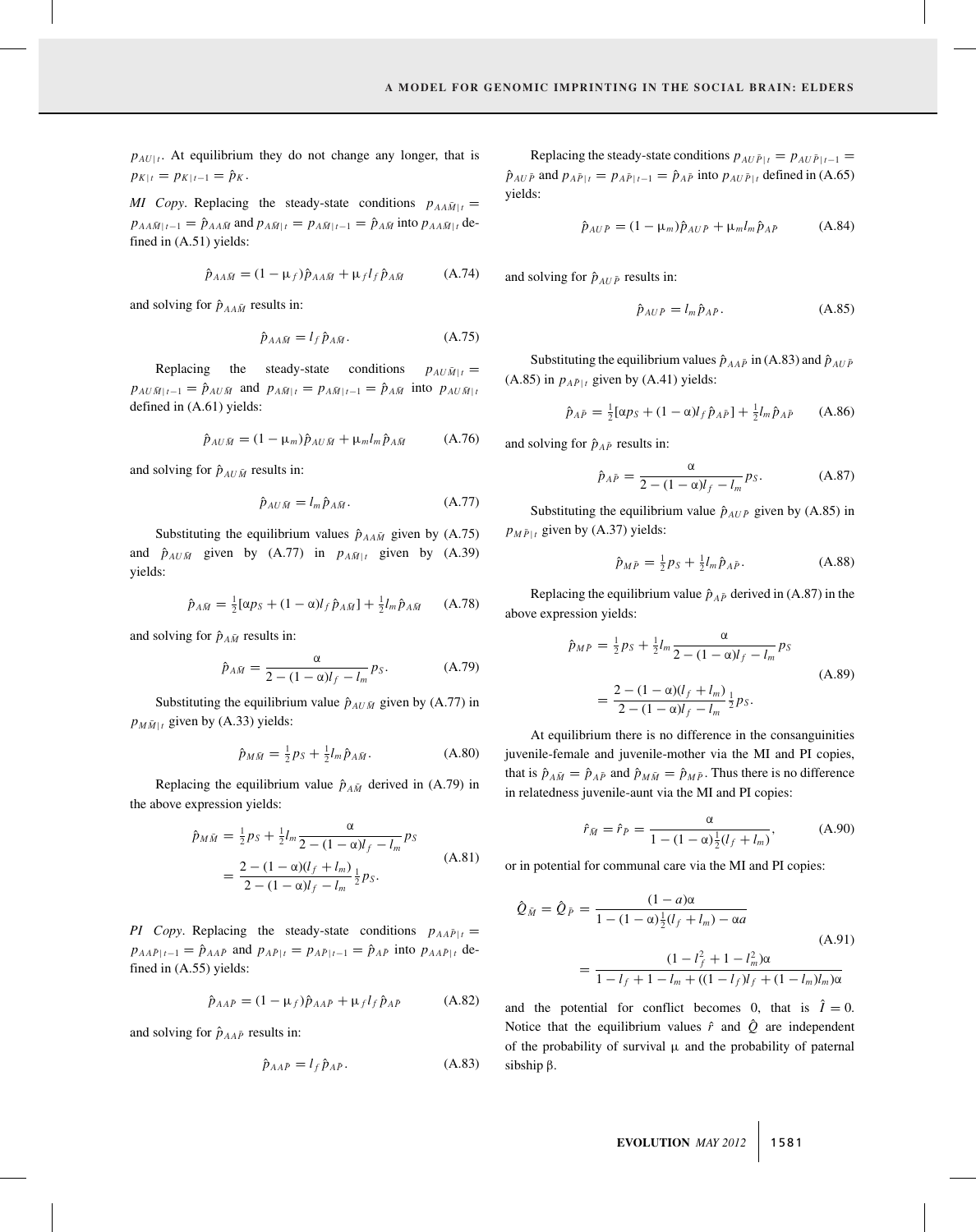$p_{AU|t}$. At equilibrium they do not change any longer, that is $p_{K|t} = p_{K|t-1} = \hat{p}_K$.

*MI Copy*. Replacing the steady-state conditions $p_{AA\bar{M}|t} = p_{AA\bar{M}|t-1} = \hat{p}_{AA\bar{M}}$ and $p_{A\bar{M}|t} = p_{A\bar{M}|t-1} = \hat{p}_{A\bar{M}}$ into $p_{AA\bar{M}|t}$ defined in (A.51) yields:

$$\hat{p}_{AA\bar{M}} = (1 - \mu_f)\hat{p}_{AA\bar{M}} + \mu_f l_f \hat{p}_{A\bar{M}} \tag{A.74}$$

and solving for $\hat{p}_{AA\bar{M}}$ results in:

$$\hat{p}_{AA\bar{M}} = l_f \hat{p}_{A\bar{M}}. \tag{A.75}$$

Replacing the steady-state conditions $p_{AU\bar{M}|t} = p_{AU\bar{M}|t-1} = \hat{p}_{AU\bar{M}}$ and $p_{A\bar{M}|t} = p_{A\bar{M}|t-1} = \hat{p}_{A\bar{M}}$ into $p_{AU\bar{M}|t}$ defined in (A.61) yields:

$$\hat{p}_{AU\bar{M}} = (1 - \mu_m)\hat{p}_{AU\bar{M}} + \mu_m l_m \hat{p}_{A\bar{M}} \tag{A.76}$$

and solving for $\hat{p}_{AU\bar{M}}$ results in:

$$\hat{p}_{AU\bar{M}} = l_m \hat{p}_{A\bar{M}}. \tag{A.77}$$

Substituting the equilibrium values $\hat{p}_{AA\bar{M}}$ given by (A.75) and $\hat{p}_{AU\bar{M}}$ given by (A.77) in $p_{A\bar{M}|t}$ given by (A.39) yields:

$$\hat{p}_{A\bar{M}} = \tfrac{1}{2}[\alpha p_S + (1 - \alpha) l_f \hat{p}_{A\bar{M}}] + \tfrac{1}{2} l_m \hat{p}_{A\bar{M}} \tag{A.78}$$

and solving for $\hat{p}_{A\bar{M}}$ results in:

$$\hat{p}_{A\bar{M}} = \frac{\alpha}{2 - (1 - \alpha) l_f - l_m} p_S. \tag{A.79}$$

Substituting the equilibrium value $\hat{p}_{AU\bar{M}}$ given by (A.77) in $p_{M\bar{M}|t}$ given by (A.33) yields:

$$\hat{p}_{M\bar{M}} = \tfrac{1}{2} p_S + \tfrac{1}{2} l_m \hat{p}_{A\bar{M}}. \tag{A.80}$$

Replacing the equilibrium value $\hat{p}_{A\bar{M}}$ derived in (A.79) in the above expression yields:

$$\begin{aligned}\hat{p}_{M\bar{M}} &= \tfrac{1}{2} p_S + \tfrac{1}{2} l_m \frac{\alpha}{2 - (1 - \alpha) l_f - l_m} p_S \\ &= \frac{2 - (1 - \alpha)(l_f + l_m)}{2 - (1 - \alpha) l_f - l_m} \tfrac{1}{2} p_S.\end{aligned} \tag{A.81}$$

*PI Copy*. Replacing the steady-state conditions $p_{AA\bar{P}|t} = p_{AA\bar{P}|t-1} = \hat{p}_{AA\bar{P}}$ and $p_{A\bar{P}|t} = p_{A\bar{P}|t-1} = \hat{p}_{A\bar{P}}$ into $p_{AA\bar{P}|t}$ defined in (A.55) yields:

$$\hat{p}_{AA\bar{P}} = (1 - \mu_f)\hat{p}_{AA\bar{P}} + \mu_f l_f \hat{p}_{A\bar{P}} \tag{A.82}$$

and solving for $\hat{p}_{AA\bar{P}}$ results in:

$$\hat{p}_{AA\bar{P}} = l_f \hat{p}_{A\bar{P}}. \tag{A.83}$$

Replacing the steady-state conditions $p_{AU\bar{P}|t} = p_{AU\bar{P}|t-1} = \hat{p}_{AU\bar{P}}$ and $p_{A\bar{P}|t} = p_{A\bar{P}|t-1} = \hat{p}_{A\bar{P}}$ into $p_{AU\bar{P}|t}$ defined in (A.65) yields:

$$\hat{p}_{AU\bar{P}} = (1 - \mu_m)\hat{p}_{AU\bar{P}} + \mu_m l_m \hat{p}_{A\bar{P}} \tag{A.84}$$

and solving for $\hat{p}_{AU\bar{P}}$ results in:

$$\hat{p}_{AU\bar{P}} = l_m \hat{p}_{A\bar{P}}. \tag{A.85}$$

Substituting the equilibrium values $\hat{p}_{AA\bar{P}}$ in (A.83) and $\hat{p}_{AU\bar{P}}$ (A.85) in $p_{A\bar{P}|t}$ given by (A.41) yields:

$$\hat{p}_{A\bar{P}} = \tfrac{1}{2}[\alpha p_S + (1 - \alpha) l_f \hat{p}_{A\bar{P}}] + \tfrac{1}{2} l_m \hat{p}_{A\bar{P}} \tag{A.86}$$

and solving for $\hat{p}_{A\bar{P}}$ results in:

$$\hat{p}_{A\bar{P}} = \frac{\alpha}{2 - (1 - \alpha) l_f - l_m} p_S. \tag{A.87}$$

Substituting the equilibrium value $\hat{p}_{AU\bar{P}}$ given by (A.85) in $p_{M\bar{P}|t}$ given by (A.37) yields:

$$\hat{p}_{M\bar{P}} = \tfrac{1}{2} p_S + \tfrac{1}{2} l_m \hat{p}_{A\bar{P}}. \tag{A.88}$$

Replacing the equilibrium value $\hat{p}_{A\bar{P}}$ derived in (A.87) in the above expression yields:

$$\begin{aligned}\hat{p}_{M\bar{P}} &= \tfrac{1}{2} p_S + \tfrac{1}{2} l_m \frac{\alpha}{2 - (1 - \alpha) l_f - l_m} p_S \\ &= \frac{2 - (1 - \alpha)(l_f + l_m)}{2 - (1 - \alpha) l_f - l_m} \tfrac{1}{2} p_S.\end{aligned} \tag{A.89}$$

At equilibrium there is no difference in the consanguinities juvenile-female and juvenile-mother via the MI and PI copies, that is $\hat{p}_{A\bar{M}} = \hat{p}_{A\bar{P}}$ and $\hat{p}_{M\bar{M}} = \hat{p}_{M\bar{P}}$. Thus there is no difference in relatedness juvenile-aunt via the MI and PI copies:

$$\hat{r}_{\bar{M}} = \hat{r}_{\bar{P}} = \frac{\alpha}{1 - (1 - \alpha)\frac{1}{2}(l_f + l_m)}, \tag{A.90}$$

or in potential for communal care via the MI and PI copies:

$$\begin{aligned}\hat{Q}_{\bar{M}} = \hat{Q}_{\bar{P}} &= \frac{(1 - a)\alpha}{1 - (1 - \alpha)\frac{1}{2}(l_f + l_m) - \alpha a} \\ &= \frac{(1 - l_f^2 + 1 - l_m^2)\alpha}{1 - l_f + 1 - l_m + ((1 - l_f) l_f + (1 - l_m) l_m)\alpha}\end{aligned} \tag{A.91}$$

and the potential for conflict becomes 0, that is $\hat{I} = 0$. Notice that the equilibrium values $\hat{r}$ and $\hat{Q}$ are independent of the probability of survival $\mu$ and the probability of paternal sibship $\beta$.